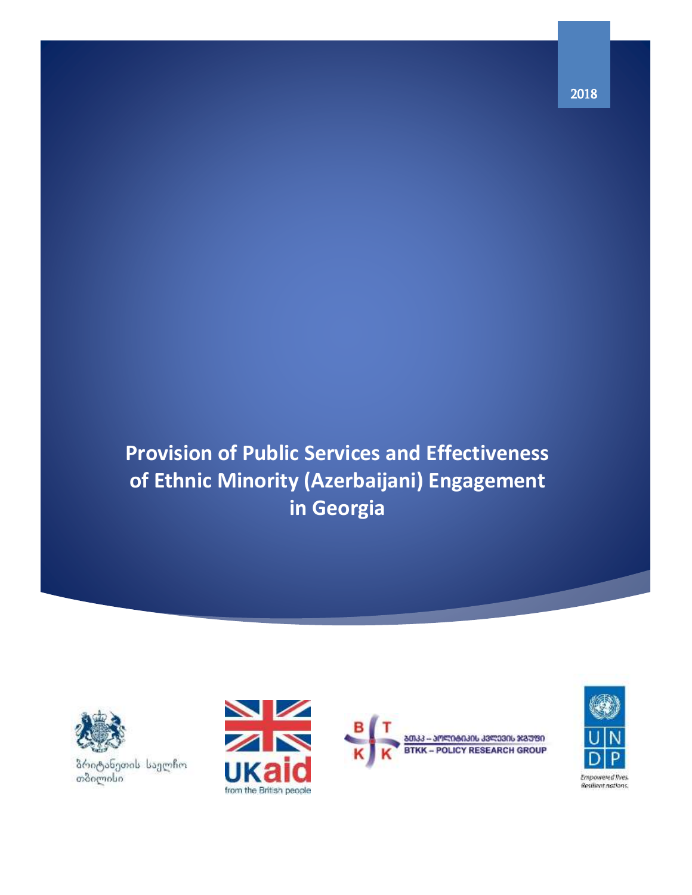2018

# Provision of Public Services and Effectiveness of Ethnic Minority (Azerbaijani) Engagement in Georgia

ბრიტანეთის საელჩო თბილისი

UKaid from the British people

ბთკკ – პოლიტიკის კვლევის ჯგუფი
BTKK – POLICY RESEARCH GROUP

UNDP
Empowered lives. Resilient nations.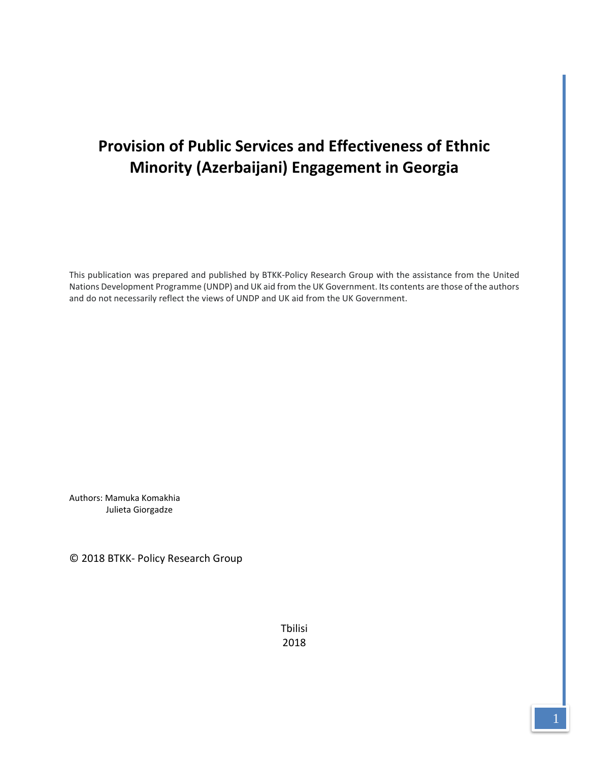# Provision of Public Services and Effectiveness of Ethnic Minority (Azerbaijani) Engagement in Georgia

This publication was prepared and published by BTKK-Policy Research Group with the assistance from the United Nations Development Programme (UNDP) and UK aid from the UK Government. Its contents are those of the authors and do not necessarily reflect the views of UNDP and UK aid from the UK Government.

Authors: Mamuka Komakhia
Julieta Giorgadze

© 2018 BTKK- Policy Research Group

Tbilisi
2018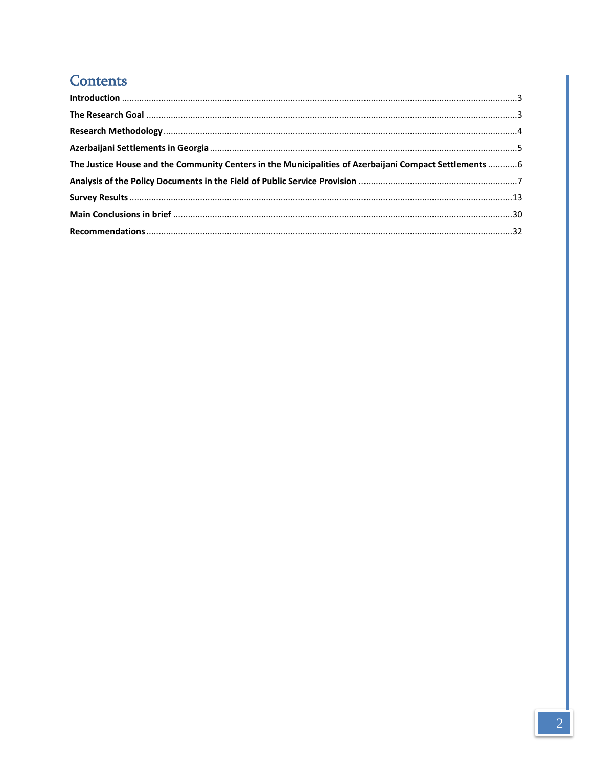# Contents

**Introduction** ..........3

**The Research Goal** ..........3

**Research Methodology** ..........4

**Azerbaijani Settlements in Georgia** ..........5

**The Justice House and the Community Centers in the Municipalities of Azerbaijani Compact Settlements** ..........6

**Analysis of the Policy Documents in the Field of Public Service Provision** ..........7

**Survey Results** ..........13

**Main Conclusions in brief** ..........30

**Recommendations** ..........32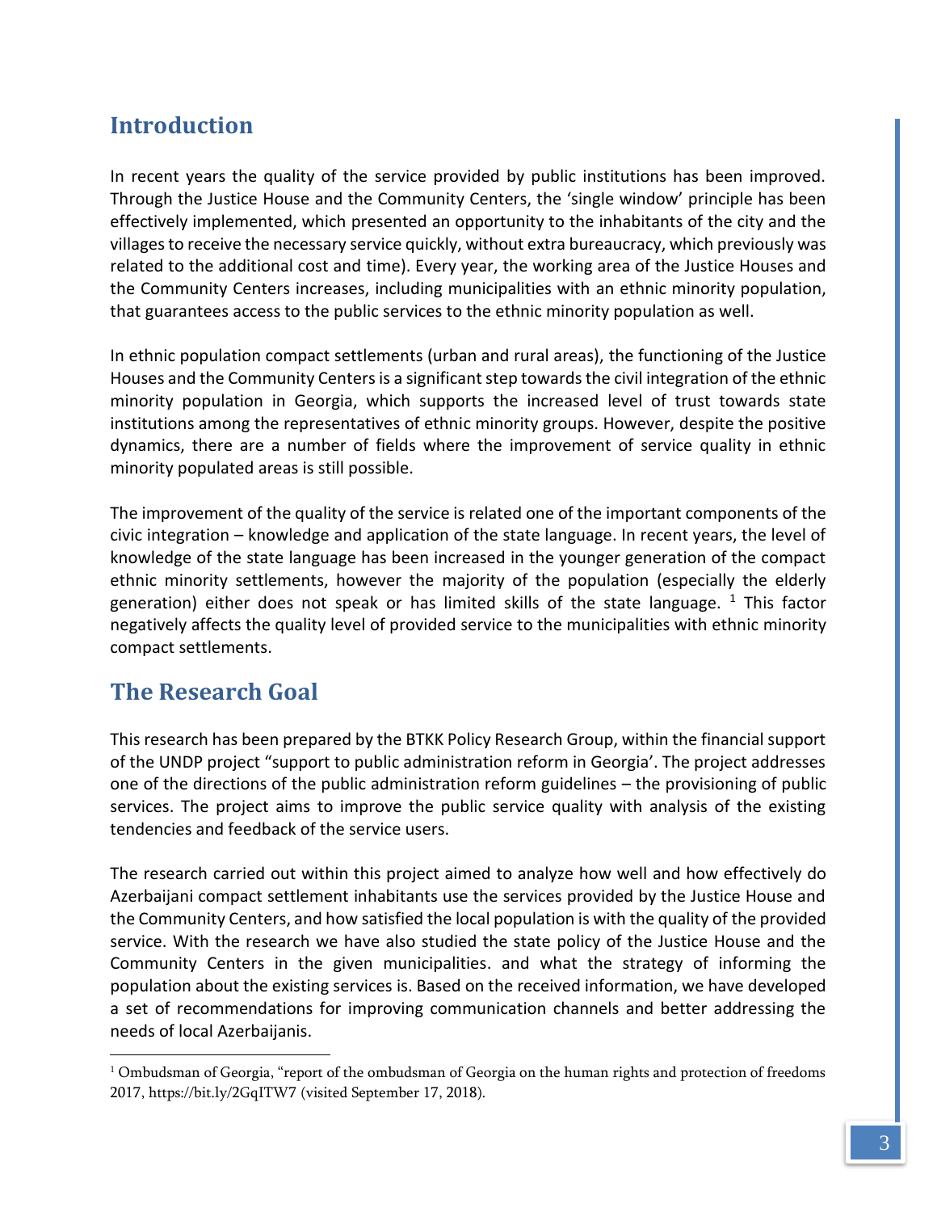## Introduction

In recent years the quality of the service provided by public institutions has been improved. Through the Justice House and the Community Centers, the 'single window' principle has been effectively implemented, which presented an opportunity to the inhabitants of the city and the villages to receive the necessary service quickly, without extra bureaucracy, which previously was related to the additional cost and time). Every year, the working area of the Justice Houses and the Community Centers increases, including municipalities with an ethnic minority population, that guarantees access to the public services to the ethnic minority population as well.

In ethnic population compact settlements (urban and rural areas), the functioning of the Justice Houses and the Community Centers is a significant step towards the civil integration of the ethnic minority population in Georgia, which supports the increased level of trust towards state institutions among the representatives of ethnic minority groups. However, despite the positive dynamics, there are a number of fields where the improvement of service quality in ethnic minority populated areas is still possible.

The improvement of the quality of the service is related one of the important components of the civic integration – knowledge and application of the state language. In recent years, the level of knowledge of the state language has been increased in the younger generation of the compact ethnic minority settlements, however the majority of the population (especially the elderly generation) either does not speak or has limited skills of the state language. [1] This factor negatively affects the quality level of provided service to the municipalities with ethnic minority compact settlements.

## The Research Goal

This research has been prepared by the BTKK Policy Research Group, within the financial support of the UNDP project "support to public administration reform in Georgia'. The project addresses one of the directions of the public administration reform guidelines – the provisioning of public services. The project aims to improve the public service quality with analysis of the existing tendencies and feedback of the service users.

The research carried out within this project aimed to analyze how well and how effectively do Azerbaijani compact settlement inhabitants use the services provided by the Justice House and the Community Centers, and how satisfied the local population is with the quality of the provided service. With the research we have also studied the state policy of the Justice House and the Community Centers in the given municipalities. and what the strategy of informing the population about the existing services is. Based on the received information, we have developed a set of recommendations for improving communication channels and better addressing the needs of local Azerbaijanis.

---

[1] Ombudsman of Georgia, "report of the ombudsman of Georgia on the human rights and protection of freedoms 2017, https://bit.ly/2GqITW7 (visited September 17, 2018).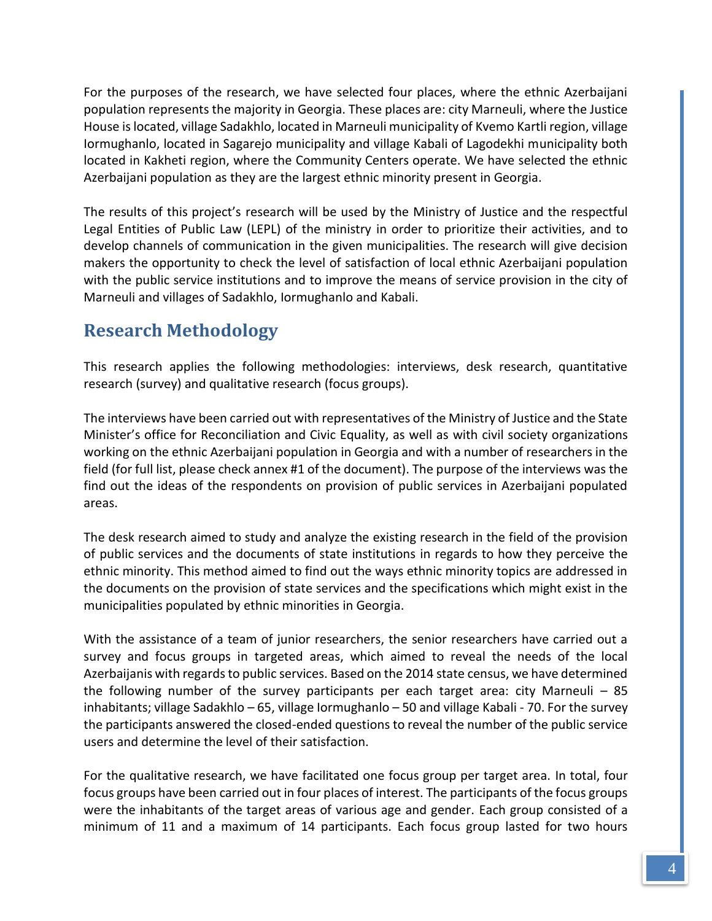For the purposes of the research, we have selected four places, where the ethnic Azerbaijani population represents the majority in Georgia. These places are: city Marneuli, where the Justice House is located, village Sadakhlo, located in Marneuli municipality of Kvemo Kartli region, village Iormughanlo, located in Sagarejo municipality and village Kabali of Lagodekhi municipality both located in Kakheti region, where the Community Centers operate. We have selected the ethnic Azerbaijani population as they are the largest ethnic minority present in Georgia.

The results of this project's research will be used by the Ministry of Justice and the respectful Legal Entities of Public Law (LEPL) of the ministry in order to prioritize their activities, and to develop channels of communication in the given municipalities. The research will give decision makers the opportunity to check the level of satisfaction of local ethnic Azerbaijani population with the public service institutions and to improve the means of service provision in the city of Marneuli and villages of Sadakhlo, Iormughanlo and Kabali.

## Research Methodology

This research applies the following methodologies: interviews, desk research, quantitative research (survey) and qualitative research (focus groups).

The interviews have been carried out with representatives of the Ministry of Justice and the State Minister's office for Reconciliation and Civic Equality, as well as with civil society organizations working on the ethnic Azerbaijani population in Georgia and with a number of researchers in the field (for full list, please check annex #1 of the document). The purpose of the interviews was the find out the ideas of the respondents on provision of public services in Azerbaijani populated areas.

The desk research aimed to study and analyze the existing research in the field of the provision of public services and the documents of state institutions in regards to how they perceive the ethnic minority. This method aimed to find out the ways ethnic minority topics are addressed in the documents on the provision of state services and the specifications which might exist in the municipalities populated by ethnic minorities in Georgia.

With the assistance of a team of junior researchers, the senior researchers have carried out a survey and focus groups in targeted areas, which aimed to reveal the needs of the local Azerbaijanis with regards to public services. Based on the 2014 state census, we have determined the following number of the survey participants per each target area: city Marneuli – 85 inhabitants; village Sadakhlo – 65, village Iormughanlo – 50 and village Kabali - 70. For the survey the participants answered the closed-ended questions to reveal the number of the public service users and determine the level of their satisfaction.

For the qualitative research, we have facilitated one focus group per target area. In total, four focus groups have been carried out in four places of interest. The participants of the focus groups were the inhabitants of the target areas of various age and gender. Each group consisted of a minimum of 11 and a maximum of 14 participants. Each focus group lasted for two hours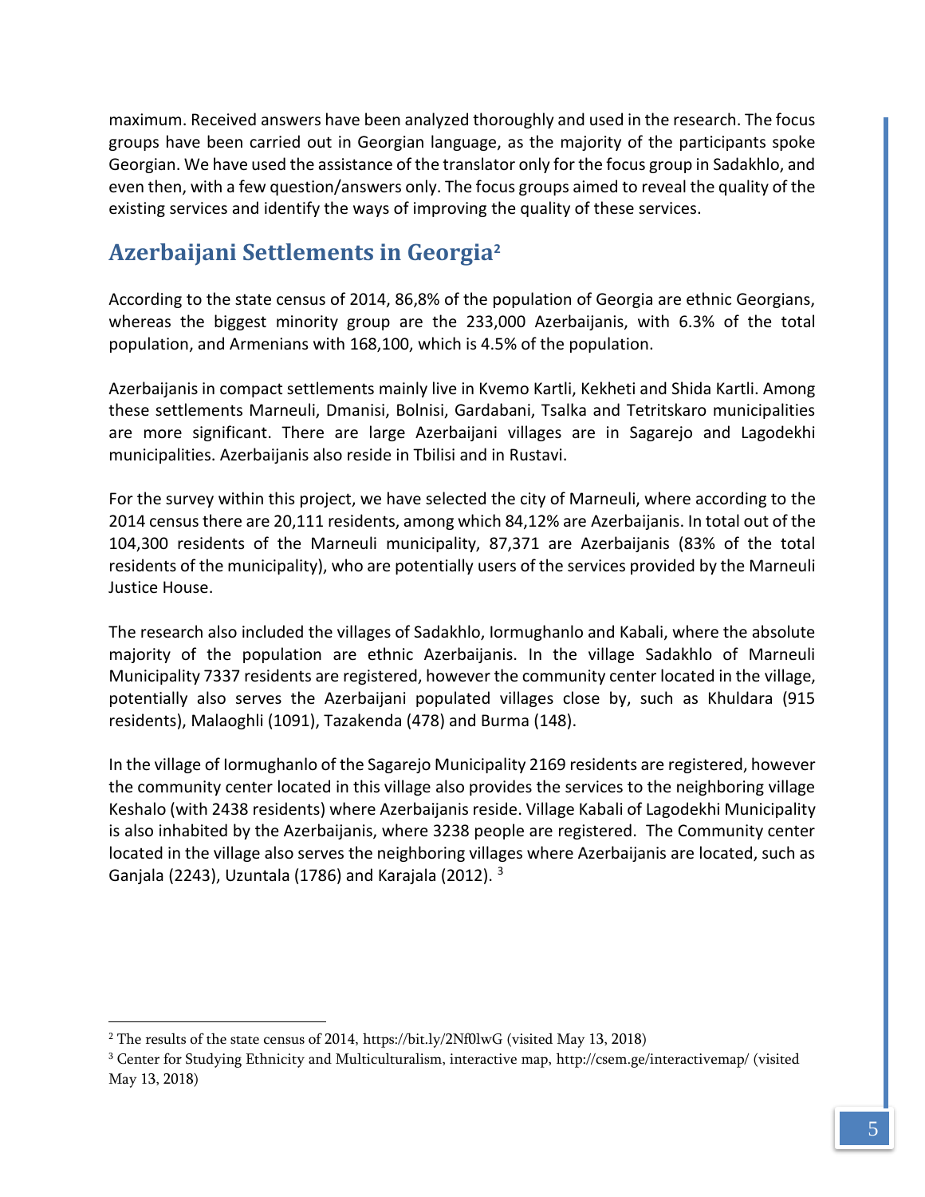maximum. Received answers have been analyzed thoroughly and used in the research. The focus groups have been carried out in Georgian language, as the majority of the participants spoke Georgian. We have used the assistance of the translator only for the focus group in Sadakhlo, and even then, with a few question/answers only. The focus groups aimed to reveal the quality of the existing services and identify the ways of improving the quality of these services.

## Azerbaijani Settlements in Georgia[2]

According to the state census of 2014, 86,8% of the population of Georgia are ethnic Georgians, whereas the biggest minority group are the 233,000 Azerbaijanis, with 6.3% of the total population, and Armenians with 168,100, which is 4.5% of the population.

Azerbaijanis in compact settlements mainly live in Kvemo Kartli, Kekheti and Shida Kartli. Among these settlements Marneuli, Dmanisi, Bolnisi, Gardabani, Tsalka and Tetritskaro municipalities are more significant. There are large Azerbaijani villages are in Sagarejo and Lagodekhi municipalities. Azerbaijanis also reside in Tbilisi and in Rustavi.

For the survey within this project, we have selected the city of Marneuli, where according to the 2014 census there are 20,111 residents, among which 84,12% are Azerbaijanis. In total out of the 104,300 residents of the Marneuli municipality, 87,371 are Azerbaijanis (83% of the total residents of the municipality), who are potentially users of the services provided by the Marneuli Justice House.

The research also included the villages of Sadakhlo, Iormughanlo and Kabali, where the absolute majority of the population are ethnic Azerbaijanis. In the village Sadakhlo of Marneuli Municipality 7337 residents are registered, however the community center located in the village, potentially also serves the Azerbaijani populated villages close by, such as Khuldara (915 residents), Malaoghli (1091), Tazakenda (478) and Burma (148).

In the village of Iormughanlo of the Sagarejo Municipality 2169 residents are registered, however the community center located in this village also provides the services to the neighboring village Keshalo (with 2438 residents) where Azerbaijanis reside. Village Kabali of Lagodekhi Municipality is also inhabited by the Azerbaijanis, where 3238 people are registered. The Community center located in the village also serves the neighboring villages where Azerbaijanis are located, such as Ganjala (2243), Uzuntala (1786) and Karajala (2012). [3]

---

[2] The results of the state census of 2014, https://bit.ly/2Nf0lwG (visited May 13, 2018)

[3] Center for Studying Ethnicity and Multiculturalism, interactive map, http://csem.ge/interactivemap/ (visited May 13, 2018)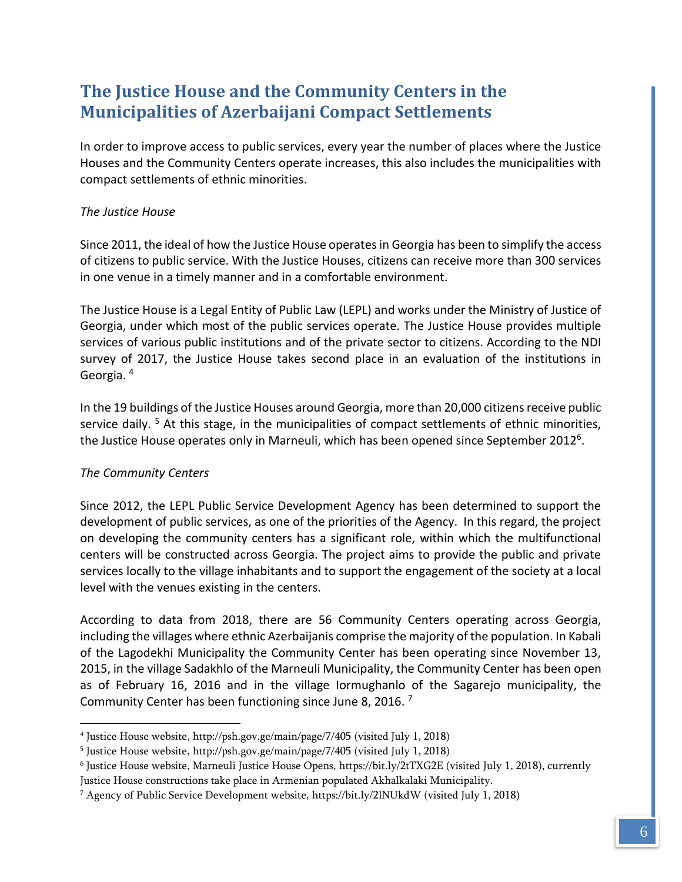## The Justice House and the Community Centers in the Municipalities of Azerbaijani Compact Settlements

In order to improve access to public services, every year the number of places where the Justice Houses and the Community Centers operate increases, this also includes the municipalities with compact settlements of ethnic minorities.

*The Justice House*

Since 2011, the ideal of how the Justice House operates in Georgia has been to simplify the access of citizens to public service. With the Justice Houses, citizens can receive more than 300 services in one venue in a timely manner and in a comfortable environment.

The Justice House is a Legal Entity of Public Law (LEPL) and works under the Ministry of Justice of Georgia, under which most of the public services operate. The Justice House provides multiple services of various public institutions and of the private sector to citizens. According to the NDI survey of 2017, the Justice House takes second place in an evaluation of the institutions in Georgia. [4]

In the 19 buildings of the Justice Houses around Georgia, more than 20,000 citizens receive public service daily. [5] At this stage, in the municipalities of compact settlements of ethnic minorities, the Justice House operates only in Marneuli, which has been opened since September 2012[6].

*The Community Centers*

Since 2012, the LEPL Public Service Development Agency has been determined to support the development of public services, as one of the priorities of the Agency. In this regard, the project on developing the community centers has a significant role, within which the multifunctional centers will be constructed across Georgia. The project aims to provide the public and private services locally to the village inhabitants and to support the engagement of the society at a local level with the venues existing in the centers.

According to data from 2018, there are 56 Community Centers operating across Georgia, including the villages where ethnic Azerbaijanis comprise the majority of the population. In Kabali of the Lagodekhi Municipality the Community Center has been operating since November 13, 2015, in the village Sadakhlo of the Marneuli Municipality, the Community Center has been open as of February 16, 2016 and in the village Iormughanlo of the Sagarejo municipality, the Community Center has been functioning since June 8, 2016. [7]

---

[4] Justice House website, http://psh.gov.ge/main/page/7/405 (visited July 1, 2018)

[5] Justice House website, http://psh.gov.ge/main/page/7/405 (visited July 1, 2018)

[6] Justice House website, Marneuli Justice House Opens, https://bit.ly/2tTXG2E (visited July 1, 2018), currently Justice House constructions take place in Armenian populated Akhalkalaki Municipality.

[7] Agency of Public Service Development website, https://bit.ly/2lNUkdW (visited July 1, 2018)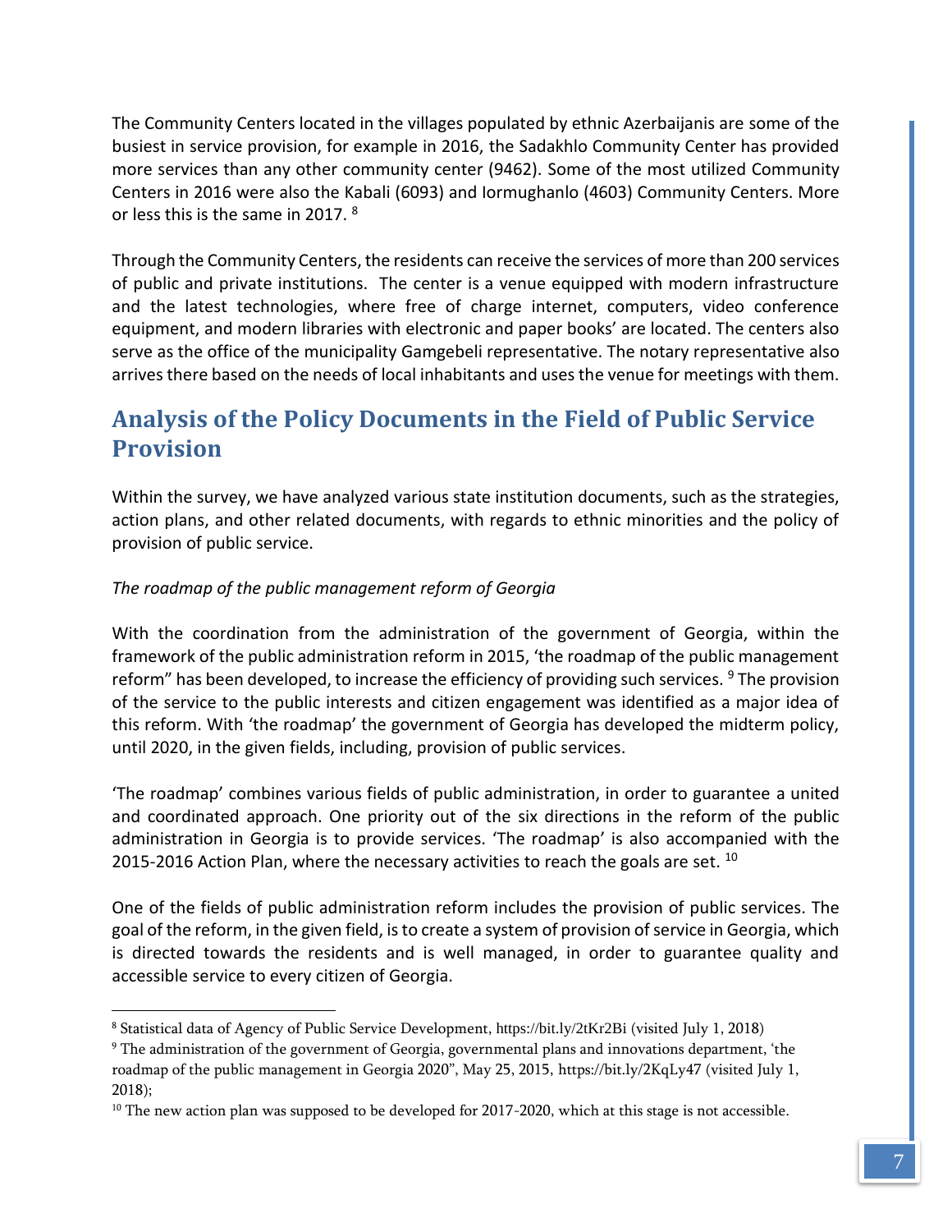The Community Centers located in the villages populated by ethnic Azerbaijanis are some of the busiest in service provision, for example in 2016, the Sadakhlo Community Center has provided more services than any other community center (9462). Some of the most utilized Community Centers in 2016 were also the Kabali (6093) and Iormughanlo (4603) Community Centers. More or less this is the same in 2017. [8]

Through the Community Centers, the residents can receive the services of more than 200 services of public and private institutions. The center is a venue equipped with modern infrastructure and the latest technologies, where free of charge internet, computers, video conference equipment, and modern libraries with electronic and paper books' are located. The centers also serve as the office of the municipality Gamgebeli representative. The notary representative also arrives there based on the needs of local inhabitants and uses the venue for meetings with them.

## Analysis of the Policy Documents in the Field of Public Service Provision

Within the survey, we have analyzed various state institution documents, such as the strategies, action plans, and other related documents, with regards to ethnic minorities and the policy of provision of public service.

*The roadmap of the public management reform of Georgia*

With the coordination from the administration of the government of Georgia, within the framework of the public administration reform in 2015, 'the roadmap of the public management reform" has been developed, to increase the efficiency of providing such services. [9] The provision of the service to the public interests and citizen engagement was identified as a major idea of this reform. With 'the roadmap' the government of Georgia has developed the midterm policy, until 2020, in the given fields, including, provision of public services.

'The roadmap' combines various fields of public administration, in order to guarantee a united and coordinated approach. One priority out of the six directions in the reform of the public administration in Georgia is to provide services. 'The roadmap' is also accompanied with the 2015-2016 Action Plan, where the necessary activities to reach the goals are set. [10]

One of the fields of public administration reform includes the provision of public services. The goal of the reform, in the given field, is to create a system of provision of service in Georgia, which is directed towards the residents and is well managed, in order to guarantee quality and accessible service to every citizen of Georgia.

---

[8] Statistical data of Agency of Public Service Development, https://bit.ly/2tKr2Bi (visited July 1, 2018)

[9] The administration of the government of Georgia, governmental plans and innovations department, 'the roadmap of the public management in Georgia 2020", May 25, 2015, https://bit.ly/2KqLy47 (visited July 1, 2018);

[10] The new action plan was supposed to be developed for 2017-2020, which at this stage is not accessible.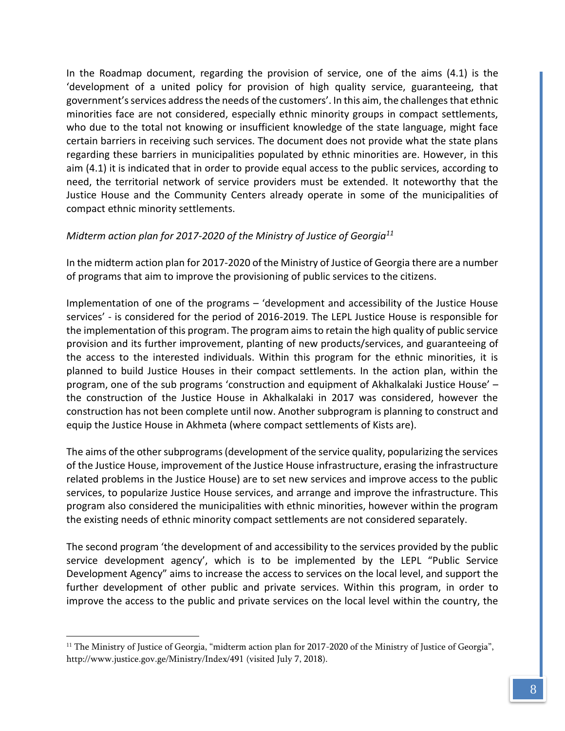In the Roadmap document, regarding the provision of service, one of the aims (4.1) is the 'development of a united policy for provision of high quality service, guaranteeing, that government's services address the needs of the customers'. In this aim, the challenges that ethnic minorities face are not considered, especially ethnic minority groups in compact settlements, who due to the total not knowing or insufficient knowledge of the state language, might face certain barriers in receiving such services. The document does not provide what the state plans regarding these barriers in municipalities populated by ethnic minorities are. However, in this aim (4.1) it is indicated that in order to provide equal access to the public services, according to need, the territorial network of service providers must be extended. It noteworthy that the Justice House and the Community Centers already operate in some of the municipalities of compact ethnic minority settlements.

*Midterm action plan for 2017-2020 of the Ministry of Justice of Georgia*[11]

In the midterm action plan for 2017-2020 of the Ministry of Justice of Georgia there are a number of programs that aim to improve the provisioning of public services to the citizens.

Implementation of one of the programs – 'development and accessibility of the Justice House services' - is considered for the period of 2016-2019. The LEPL Justice House is responsible for the implementation of this program. The program aims to retain the high quality of public service provision and its further improvement, planting of new products/services, and guaranteeing of the access to the interested individuals. Within this program for the ethnic minorities, it is planned to build Justice Houses in their compact settlements. In the action plan, within the program, one of the sub programs 'construction and equipment of Akhalkalaki Justice House' – the construction of the Justice House in Akhalkalaki in 2017 was considered, however the construction has not been complete until now. Another subprogram is planning to construct and equip the Justice House in Akhmeta (where compact settlements of Kists are).

The aims of the other subprograms (development of the service quality, popularizing the services of the Justice House, improvement of the Justice House infrastructure, erasing the infrastructure related problems in the Justice House) are to set new services and improve access to the public services, to popularize Justice House services, and arrange and improve the infrastructure. This program also considered the municipalities with ethnic minorities, however within the program the existing needs of ethnic minority compact settlements are not considered separately.

The second program 'the development of and accessibility to the services provided by the public service development agency', which is to be implemented by the LEPL "Public Service Development Agency" aims to increase the access to services on the local level, and support the further development of other public and private services. Within this program, in order to improve the access to the public and private services on the local level within the country, the

---

[11] The Ministry of Justice of Georgia, "midterm action plan for 2017-2020 of the Ministry of Justice of Georgia", http://www.justice.gov.ge/Ministry/Index/491 (visited July 7, 2018).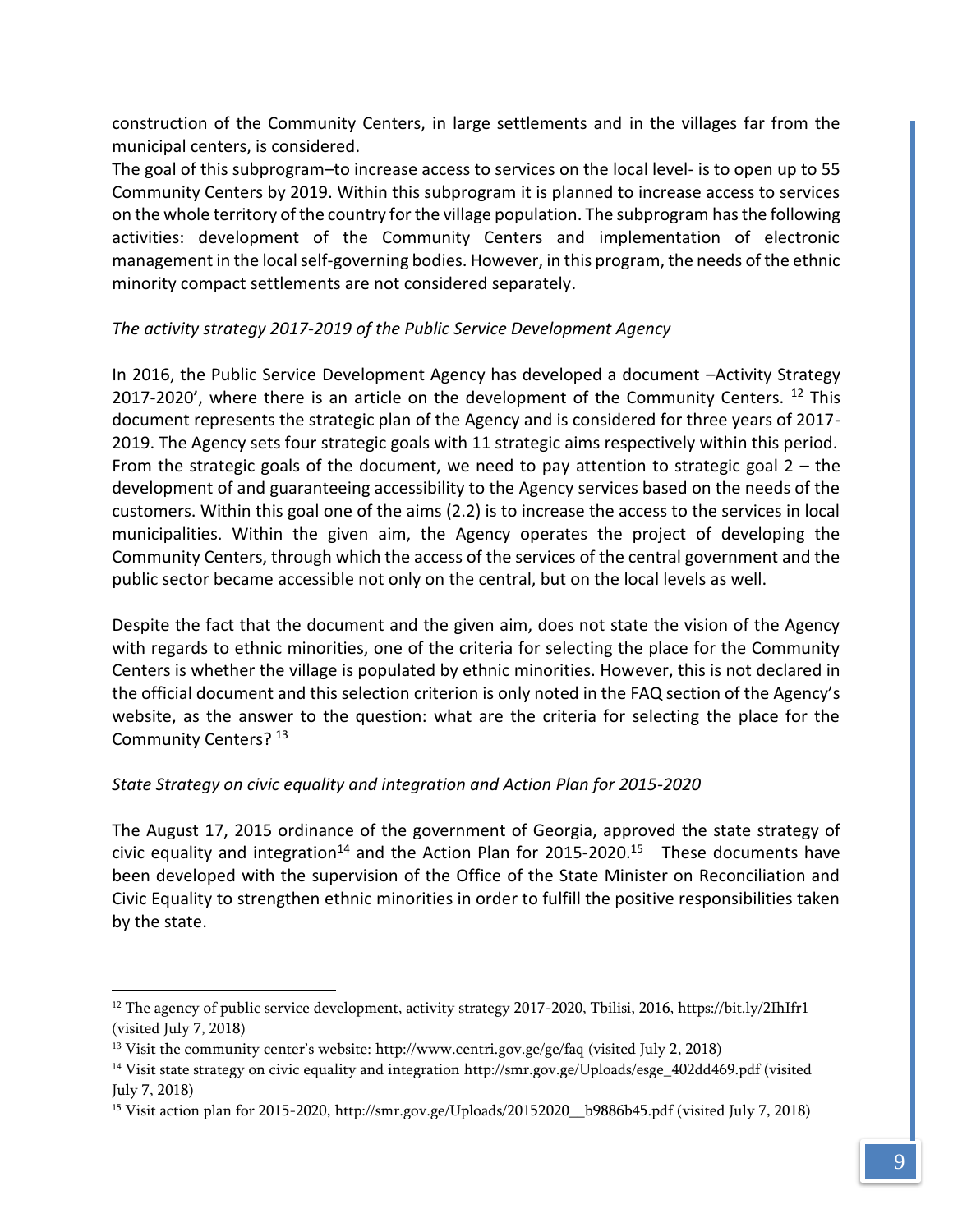construction of the Community Centers, in large settlements and in the villages far from the municipal centers, is considered.

The goal of this subprogram–to increase access to services on the local level- is to open up to 55 Community Centers by 2019. Within this subprogram it is planned to increase access to services on the whole territory of the country for the village population. The subprogram has the following activities: development of the Community Centers and implementation of electronic management in the local self-governing bodies. However, in this program, the needs of the ethnic minority compact settlements are not considered separately.

*The activity strategy 2017-2019 of the Public Service Development Agency*

In 2016, the Public Service Development Agency has developed a document –Activity Strategy 2017-2020', where there is an article on the development of the Community Centers. [12] This document represents the strategic plan of the Agency and is considered for three years of 2017-2019. The Agency sets four strategic goals with 11 strategic aims respectively within this period. From the strategic goals of the document, we need to pay attention to strategic goal 2 – the development of and guaranteeing accessibility to the Agency services based on the needs of the customers. Within this goal one of the aims (2.2) is to increase the access to the services in local municipalities. Within the given aim, the Agency operates the project of developing the Community Centers, through which the access of the services of the central government and the public sector became accessible not only on the central, but on the local levels as well.

Despite the fact that the document and the given aim, does not state the vision of the Agency with regards to ethnic minorities, one of the criteria for selecting the place for the Community Centers is whether the village is populated by ethnic minorities. However, this is not declared in the official document and this selection criterion is only noted in the FAQ section of the Agency's website, as the answer to the question: what are the criteria for selecting the place for the Community Centers? [13]

*State Strategy on civic equality and integration and Action Plan for 2015-2020*

The August 17, 2015 ordinance of the government of Georgia, approved the state strategy of civic equality and integration[14] and the Action Plan for 2015-2020.[15] These documents have been developed with the supervision of the Office of the State Minister on Reconciliation and Civic Equality to strengthen ethnic minorities in order to fulfill the positive responsibilities taken by the state.

---

[12] The agency of public service development, activity strategy 2017-2020, Tbilisi, 2016, https://bit.ly/2IhIfr1 (visited July 7, 2018)

[13] Visit the community center's website: http://www.centri.gov.ge/ge/faq (visited July 2, 2018)

[14] Visit state strategy on civic equality and integration http://smr.gov.ge/Uploads/esge_402dd469.pdf (visited July 7, 2018)

[15] Visit action plan for 2015-2020, http://smr.gov.ge/Uploads/20152020__b9886b45.pdf (visited July 7, 2018)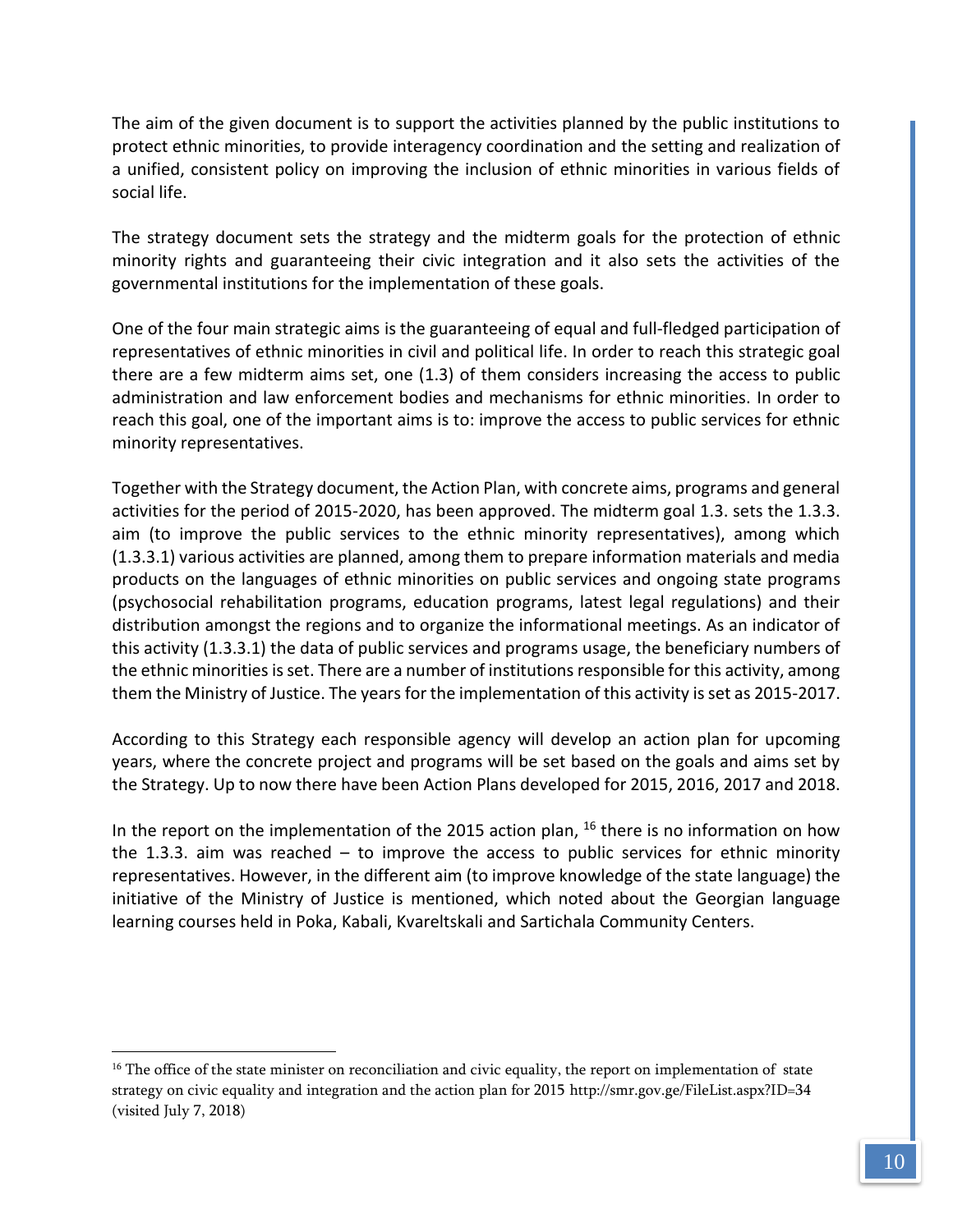The aim of the given document is to support the activities planned by the public institutions to protect ethnic minorities, to provide interagency coordination and the setting and realization of a unified, consistent policy on improving the inclusion of ethnic minorities in various fields of social life.

The strategy document sets the strategy and the midterm goals for the protection of ethnic minority rights and guaranteeing their civic integration and it also sets the activities of the governmental institutions for the implementation of these goals.

One of the four main strategic aims is the guaranteeing of equal and full-fledged participation of representatives of ethnic minorities in civil and political life. In order to reach this strategic goal there are a few midterm aims set, one (1.3) of them considers increasing the access to public administration and law enforcement bodies and mechanisms for ethnic minorities. In order to reach this goal, one of the important aims is to: improve the access to public services for ethnic minority representatives.

Together with the Strategy document, the Action Plan, with concrete aims, programs and general activities for the period of 2015-2020, has been approved. The midterm goal 1.3. sets the 1.3.3. aim (to improve the public services to the ethnic minority representatives), among which (1.3.3.1) various activities are planned, among them to prepare information materials and media products on the languages of ethnic minorities on public services and ongoing state programs (psychosocial rehabilitation programs, education programs, latest legal regulations) and their distribution amongst the regions and to organize the informational meetings. As an indicator of this activity (1.3.3.1) the data of public services and programs usage, the beneficiary numbers of the ethnic minorities is set. There are a number of institutions responsible for this activity, among them the Ministry of Justice. The years for the implementation of this activity is set as 2015-2017.

According to this Strategy each responsible agency will develop an action plan for upcoming years, where the concrete project and programs will be set based on the goals and aims set by the Strategy. Up to now there have been Action Plans developed for 2015, 2016, 2017 and 2018.

In the report on the implementation of the 2015 action plan, [16] there is no information on how the 1.3.3. aim was reached – to improve the access to public services for ethnic minority representatives. However, in the different aim (to improve knowledge of the state language) the initiative of the Ministry of Justice is mentioned, which noted about the Georgian language learning courses held in Poka, Kabali, Kvareltskali and Sartichala Community Centers.

---

[16] The office of the state minister on reconciliation and civic equality, the report on implementation of state strategy on civic equality and integration and the action plan for 2015 http://smr.gov.ge/FileList.aspx?ID=34 (visited July 7, 2018)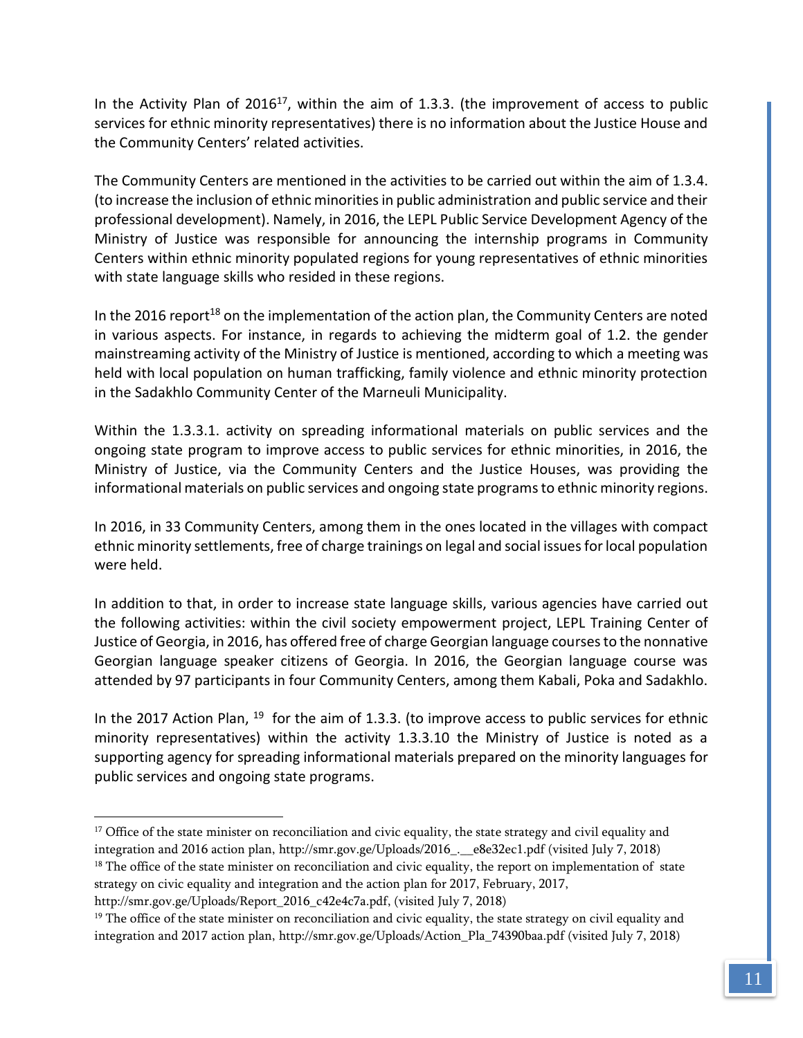In the Activity Plan of 2016[17], within the aim of 1.3.3. (the improvement of access to public services for ethnic minority representatives) there is no information about the Justice House and the Community Centers' related activities.

The Community Centers are mentioned in the activities to be carried out within the aim of 1.3.4. (to increase the inclusion of ethnic minorities in public administration and public service and their professional development). Namely, in 2016, the LEPL Public Service Development Agency of the Ministry of Justice was responsible for announcing the internship programs in Community Centers within ethnic minority populated regions for young representatives of ethnic minorities with state language skills who resided in these regions.

In the 2016 report[18] on the implementation of the action plan, the Community Centers are noted in various aspects. For instance, in regards to achieving the midterm goal of 1.2. the gender mainstreaming activity of the Ministry of Justice is mentioned, according to which a meeting was held with local population on human trafficking, family violence and ethnic minority protection in the Sadakhlo Community Center of the Marneuli Municipality.

Within the 1.3.3.1. activity on spreading informational materials on public services and the ongoing state program to improve access to public services for ethnic minorities, in 2016, the Ministry of Justice, via the Community Centers and the Justice Houses, was providing the informational materials on public services and ongoing state programs to ethnic minority regions.

In 2016, in 33 Community Centers, among them in the ones located in the villages with compact ethnic minority settlements, free of charge trainings on legal and social issues for local population were held.

In addition to that, in order to increase state language skills, various agencies have carried out the following activities: within the civil society empowerment project, LEPL Training Center of Justice of Georgia, in 2016, has offered free of charge Georgian language courses to the nonnative Georgian language speaker citizens of Georgia. In 2016, the Georgian language course was attended by 97 participants in four Community Centers, among them Kabali, Poka and Sadakhlo.

In the 2017 Action Plan, [19] for the aim of 1.3.3. (to improve access to public services for ethnic minority representatives) within the activity 1.3.3.10 the Ministry of Justice is noted as a supporting agency for spreading informational materials prepared on the minority languages for public services and ongoing state programs.

---

[17] Office of the state minister on reconciliation and civic equality, the state strategy and civil equality and integration and 2016 action plan, http://smr.gov.ge/Uploads/2016_.__e8e32ec1.pdf (visited July 7, 2018)

[18] The office of the state minister on reconciliation and civic equality, the report on implementation of state strategy on civic equality and integration and the action plan for 2017, February, 2017, http://smr.gov.ge/Uploads/Report_2016_c42e4c7a.pdf, (visited July 7, 2018)

[19] The office of the state minister on reconciliation and civic equality, the state strategy on civil equality and integration and 2017 action plan, http://smr.gov.ge/Uploads/Action_Pla_74390baa.pdf (visited July 7, 2018)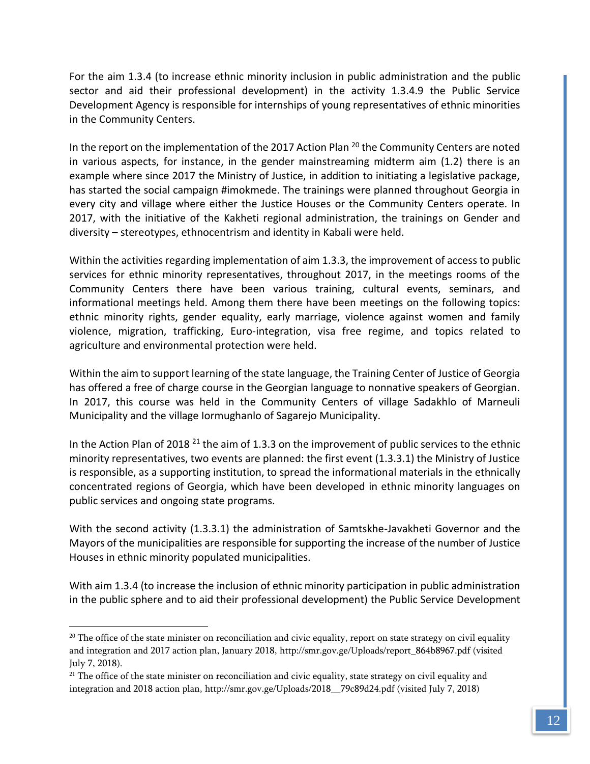For the aim 1.3.4 (to increase ethnic minority inclusion in public administration and the public sector and aid their professional development) in the activity 1.3.4.9 the Public Service Development Agency is responsible for internships of young representatives of ethnic minorities in the Community Centers.

In the report on the implementation of the 2017 Action Plan [20] the Community Centers are noted in various aspects, for instance, in the gender mainstreaming midterm aim (1.2) there is an example where since 2017 the Ministry of Justice, in addition to initiating a legislative package, has started the social campaign #imokmede. The trainings were planned throughout Georgia in every city and village where either the Justice Houses or the Community Centers operate. In 2017, with the initiative of the Kakheti regional administration, the trainings on Gender and diversity – stereotypes, ethnocentrism and identity in Kabali were held.

Within the activities regarding implementation of aim 1.3.3, the improvement of access to public services for ethnic minority representatives, throughout 2017, in the meetings rooms of the Community Centers there have been various training, cultural events, seminars, and informational meetings held. Among them there have been meetings on the following topics: ethnic minority rights, gender equality, early marriage, violence against women and family violence, migration, trafficking, Euro-integration, visa free regime, and topics related to agriculture and environmental protection were held.

Within the aim to support learning of the state language, the Training Center of Justice of Georgia has offered a free of charge course in the Georgian language to nonnative speakers of Georgian. In 2017, this course was held in the Community Centers of village Sadakhlo of Marneuli Municipality and the village Iormughanlo of Sagarejo Municipality.

In the Action Plan of 2018 [21] the aim of 1.3.3 on the improvement of public services to the ethnic minority representatives, two events are planned: the first event (1.3.3.1) the Ministry of Justice is responsible, as a supporting institution, to spread the informational materials in the ethnically concentrated regions of Georgia, which have been developed in ethnic minority languages on public services and ongoing state programs.

With the second activity (1.3.3.1) the administration of Samtskhe-Javakheti Governor and the Mayors of the municipalities are responsible for supporting the increase of the number of Justice Houses in ethnic minority populated municipalities.

With aim 1.3.4 (to increase the inclusion of ethnic minority participation in public administration in the public sphere and to aid their professional development) the Public Service Development

---

[20] The office of the state minister on reconciliation and civic equality, report on state strategy on civil equality and integration and 2017 action plan, January 2018, http://smr.gov.ge/Uploads/report_864b8967.pdf (visited July 7, 2018).

[21] The office of the state minister on reconciliation and civic equality, state strategy on civil equality and integration and 2018 action plan, http://smr.gov.ge/Uploads/2018__79c89d24.pdf (visited July 7, 2018)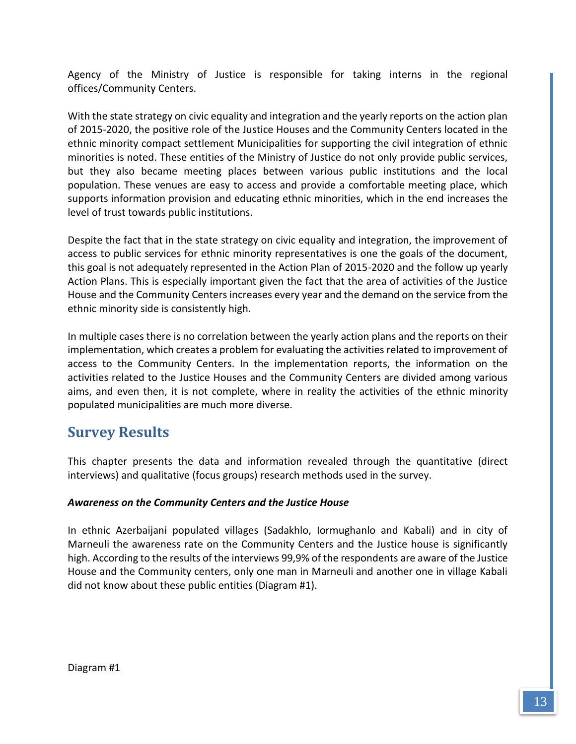Agency of the Ministry of Justice is responsible for taking interns in the regional offices/Community Centers.

With the state strategy on civic equality and integration and the yearly reports on the action plan of 2015-2020, the positive role of the Justice Houses and the Community Centers located in the ethnic minority compact settlement Municipalities for supporting the civil integration of ethnic minorities is noted. These entities of the Ministry of Justice do not only provide public services, but they also became meeting places between various public institutions and the local population. These venues are easy to access and provide a comfortable meeting place, which supports information provision and educating ethnic minorities, which in the end increases the level of trust towards public institutions.

Despite the fact that in the state strategy on civic equality and integration, the improvement of access to public services for ethnic minority representatives is one the goals of the document, this goal is not adequately represented in the Action Plan of 2015-2020 and the follow up yearly Action Plans. This is especially important given the fact that the area of activities of the Justice House and the Community Centers increases every year and the demand on the service from the ethnic minority side is consistently high.

In multiple cases there is no correlation between the yearly action plans and the reports on their implementation, which creates a problem for evaluating the activities related to improvement of access to the Community Centers. In the implementation reports, the information on the activities related to the Justice Houses and the Community Centers are divided among various aims, and even then, it is not complete, where in reality the activities of the ethnic minority populated municipalities are much more diverse.

## Survey Results

This chapter presents the data and information revealed through the quantitative (direct interviews) and qualitative (focus groups) research methods used in the survey.

***Awareness on the Community Centers and the Justice House***

In ethnic Azerbaijani populated villages (Sadakhlo, Iormughanlo and Kabali) and in city of Marneuli the awareness rate on the Community Centers and the Justice house is significantly high. According to the results of the interviews 99,9% of the respondents are aware of the Justice House and the Community centers, only one man in Marneuli and another one in village Kabali did not know about these public entities (Diagram #1).

Diagram #1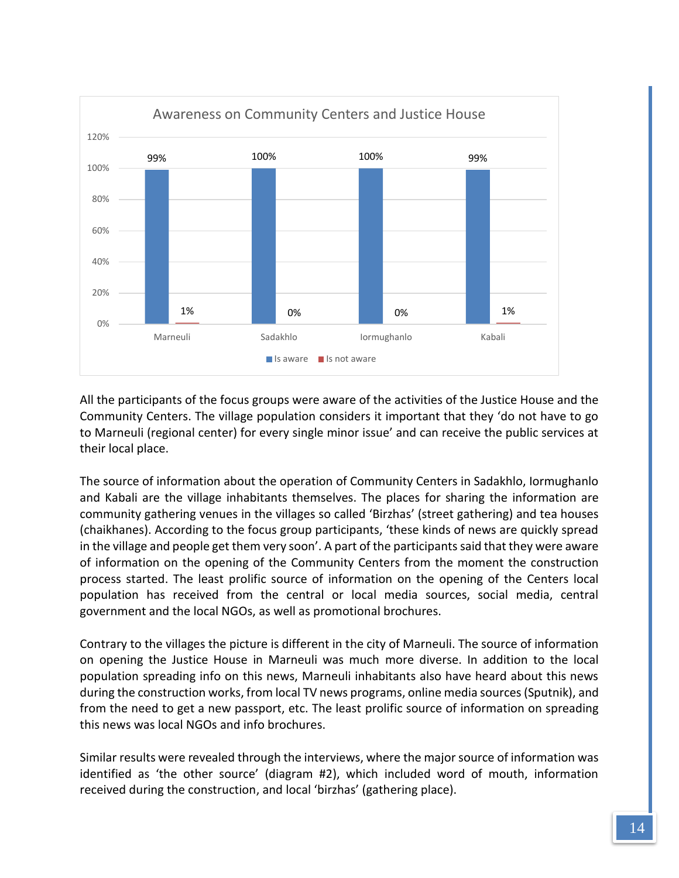**Awareness on Community Centers and Justice House**

| | Marneuli | Sadakhlo | Iormughanlo | Kabali |
|---|---|---|---|---|
| Is aware | 99% | 100% | 100% | 99% |
| Is not aware | 1% | 0% | 0% | 1% |

All the participants of the focus groups were aware of the activities of the Justice House and the Community Centers. The village population considers it important that they 'do not have to go to Marneuli (regional center) for every single minor issue' and can receive the public services at their local place.

The source of information about the operation of Community Centers in Sadakhlo, Iormughanlo and Kabali are the village inhabitants themselves. The places for sharing the information are community gathering venues in the villages so called 'Birzhas' (street gathering) and tea houses (chaikhanes). According to the focus group participants, 'these kinds of news are quickly spread in the village and people get them very soon'. A part of the participants said that they were aware of information on the opening of the Community Centers from the moment the construction process started. The least prolific source of information on the opening of the Centers local population has received from the central or local media sources, social media, central government and the local NGOs, as well as promotional brochures.

Contrary to the villages the picture is different in the city of Marneuli. The source of information on opening the Justice House in Marneuli was much more diverse. In addition to the local population spreading info on this news, Marneuli inhabitants also have heard about this news during the construction works, from local TV news programs, online media sources (Sputnik), and from the need to get a new passport, etc. The least prolific source of information on spreading this news was local NGOs and info brochures.

Similar results were revealed through the interviews, where the major source of information was identified as 'the other source' (diagram #2), which included word of mouth, information received during the construction, and local 'birzhas' (gathering place).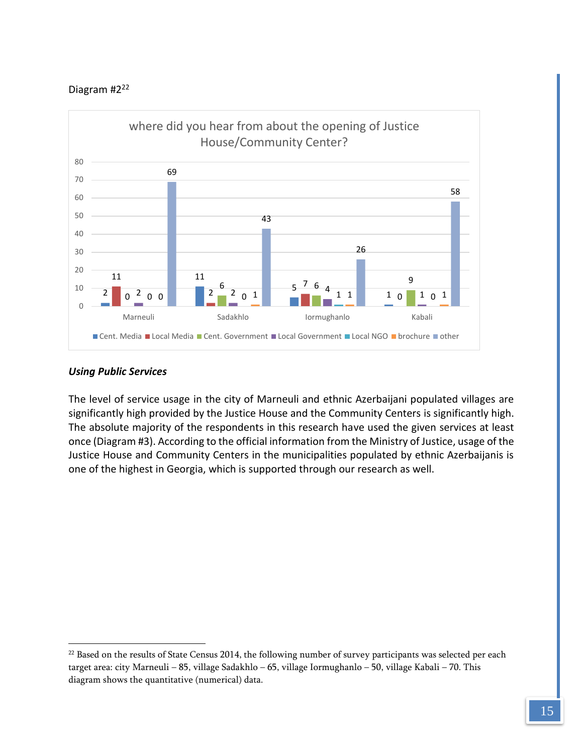Diagram #2[22]

**where did you hear from about the opening of Justice House/Community Center?**

| | Cent. Media | Local Media | Cent. Government | Local Government | Local NGO | brochure | other |
|---|---|---|---|---|---|---|---|
| Marneuli | 2 | 11 | 0 | 2 | 0 | 0 | 69 |
| Sadakhlo | 11 | 2 | 6 | 2 | 0 | 1 | 43 |
| Iormughanlo | 5 | 7 | 6 | 4 | 1 | 1 | 26 |
| Kabali | 1 | 0 | 9 | 1 | 0 | 1 | 58 |

***Using Public Services***

The level of service usage in the city of Marneuli and ethnic Azerbaijani populated villages are significantly high provided by the Justice House and the Community Centers is significantly high. The absolute majority of the respondents in this research have used the given services at least once (Diagram #3). According to the official information from the Ministry of Justice, usage of the Justice House and Community Centers in the municipalities populated by ethnic Azerbaijanis is one of the highest in Georgia, which is supported through our research as well.

[22] Based on the results of State Census 2014, the following number of survey participants was selected per each target area: city Marneuli – 85, village Sadakhlo – 65, village Iormughanlo – 50, village Kabali – 70. This diagram shows the quantitative (numerical) data.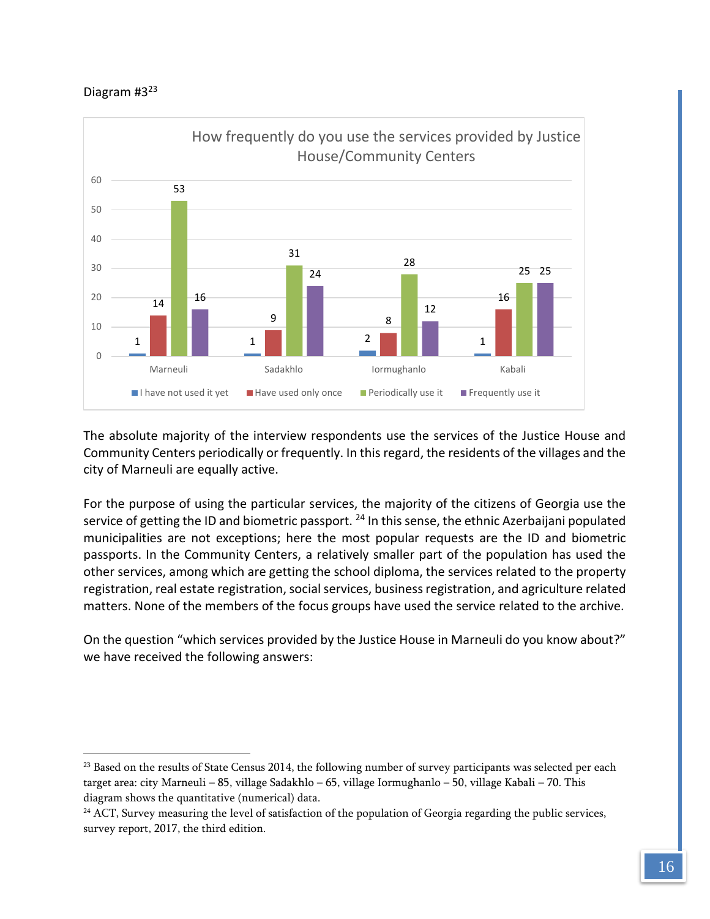Diagram #3[23]

**How frequently do you use the services provided by Justice House/Community Centers**

| | I have not used it yet | Have used only once | Periodically use it | Frequently use it |
|---|---|---|---|---|
| Marneuli | 1 | 14 | 53 | 16 |
| Sadakhlo | 1 | 9 | 31 | 24 |
| Iormughanlo | 2 | 8 | 28 | 12 |
| Kabali | 1 | 16 | 25 | 25 |

The absolute majority of the interview respondents use the services of the Justice House and Community Centers periodically or frequently. In this regard, the residents of the villages and the city of Marneuli are equally active.

For the purpose of using the particular services, the majority of the citizens of Georgia use the service of getting the ID and biometric passport. [24] In this sense, the ethnic Azerbaijani populated municipalities are not exceptions; here the most popular requests are the ID and biometric passports. In the Community Centers, a relatively smaller part of the population has used the other services, among which are getting the school diploma, the services related to the property registration, real estate registration, social services, business registration, and agriculture related matters. None of the members of the focus groups have used the service related to the archive.

On the question "which services provided by the Justice House in Marneuli do you know about?" we have received the following answers:

---

[23] Based on the results of State Census 2014, the following number of survey participants was selected per each target area: city Marneuli – 85, village Sadakhlo – 65, village Iormughanlo – 50, village Kabali – 70. This diagram shows the quantitative (numerical) data.

[24] ACT, Survey measuring the level of satisfaction of the population of Georgia regarding the public services, survey report, 2017, the third edition.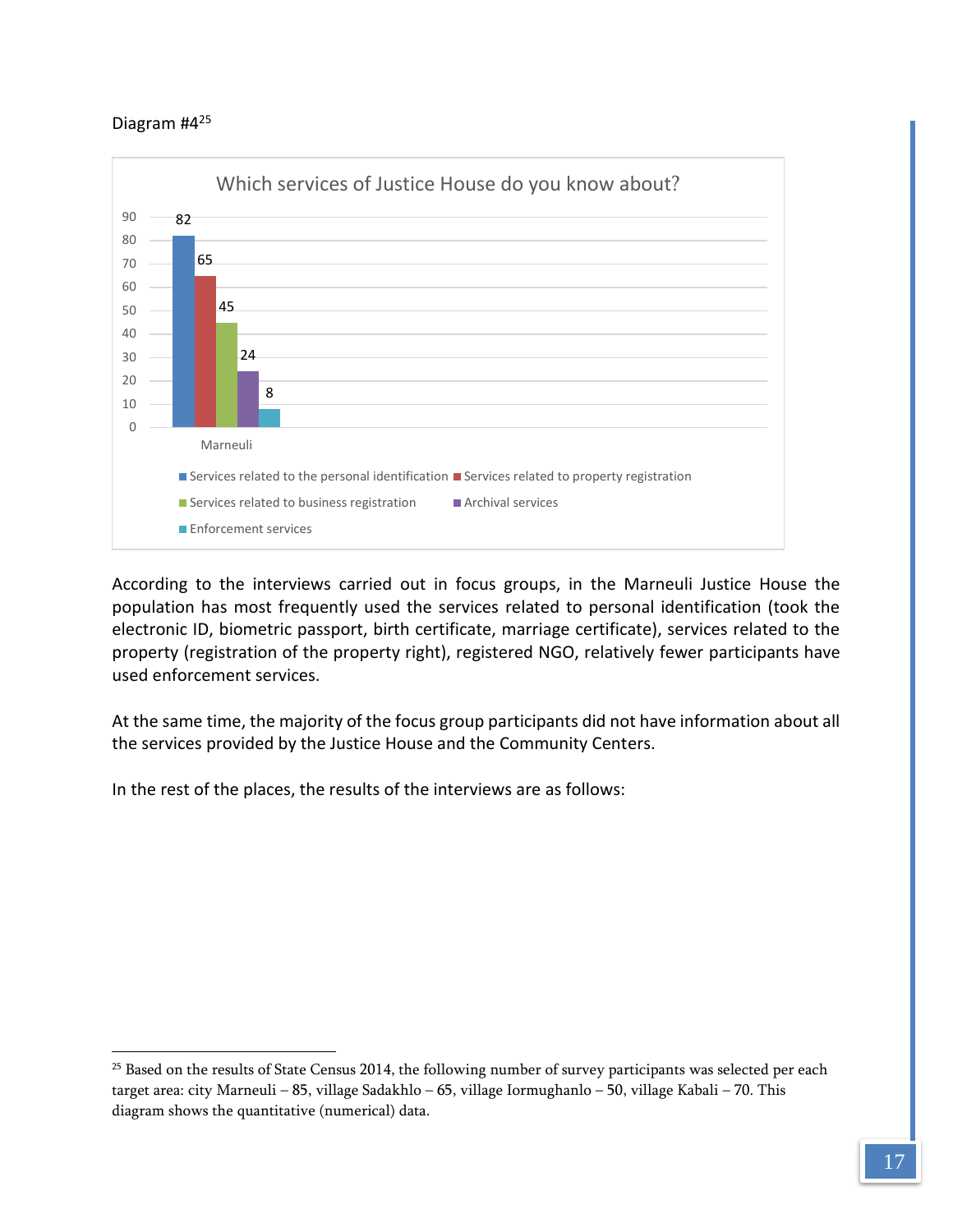Diagram #4[25]

**Which services of Justice House do you know about?**

| | Services related to the personal identification | Services related to property registration | Services related to business registration | Archival services | Enforcement services |
|---|---|---|---|---|---|
| Marneuli | 82 | 65 | 45 | 24 | 8 |

According to the interviews carried out in focus groups, in the Marneuli Justice House the population has most frequently used the services related to personal identification (took the electronic ID, biometric passport, birth certificate, marriage certificate), services related to the property (registration of the property right), registered NGO, relatively fewer participants have used enforcement services.

At the same time, the majority of the focus group participants did not have information about all the services provided by the Justice House and the Community Centers.

In the rest of the places, the results of the interviews are as follows:

---

[25] Based on the results of State Census 2014, the following number of survey participants was selected per each target area: city Marneuli – 85, village Sadakhlo – 65, village Iormughanlo – 50, village Kabali – 70. This diagram shows the quantitative (numerical) data.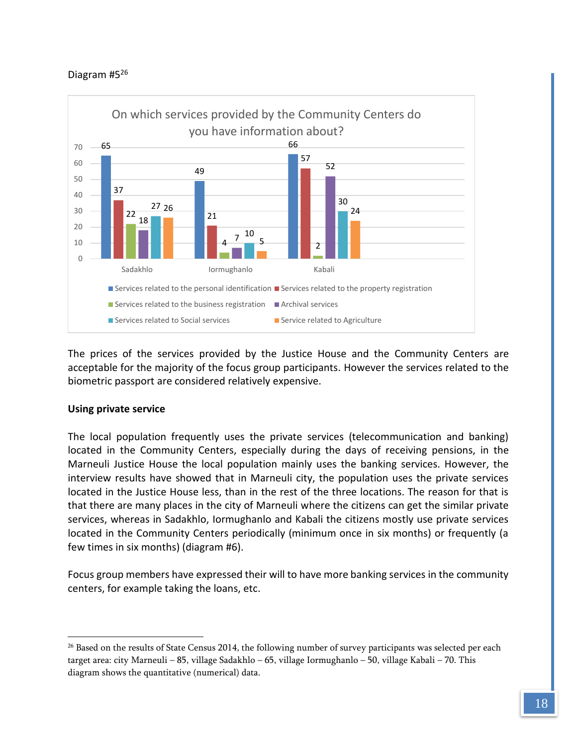Diagram #5[26]

**On which services provided by the Community Centers do you have information about?**

| | Services related to the personal identification | Services related to the property registration | Services related to the business registration | Archival services | Services related to Social services | Service related to Agriculture |
|---|---|---|---|---|---|---|
| Sadakhlo | 65 | 37 | 22 | 18 | 27 | 26 |
| Iormughanlo | 49 | 21 | 4 | 7 | 10 | 5 |
| Kabali | 66 | 57 | 2 | 52 | 30 | 24 |

The prices of the services provided by the Justice House and the Community Centers are acceptable for the majority of the focus group participants. However the services related to the biometric passport are considered relatively expensive.

**Using private service**

The local population frequently uses the private services (telecommunication and banking) located in the Community Centers, especially during the days of receiving pensions, in the Marneuli Justice House the local population mainly uses the banking services. However, the interview results have showed that in Marneuli city, the population uses the private services located in the Justice House less, than in the rest of the three locations. The reason for that is that there are many places in the city of Marneuli where the citizens can get the similar private services, whereas in Sadakhlo, Iormughanlo and Kabali the citizens mostly use private services located in the Community Centers periodically (minimum once in six months) or frequently (a few times in six months) (diagram #6).

Focus group members have expressed their will to have more banking services in the community centers, for example taking the loans, etc.

---

[26] Based on the results of State Census 2014, the following number of survey participants was selected per each target area: city Marneuli – 85, village Sadakhlo – 65, village Iormughanlo – 50, village Kabali – 70. This diagram shows the quantitative (numerical) data.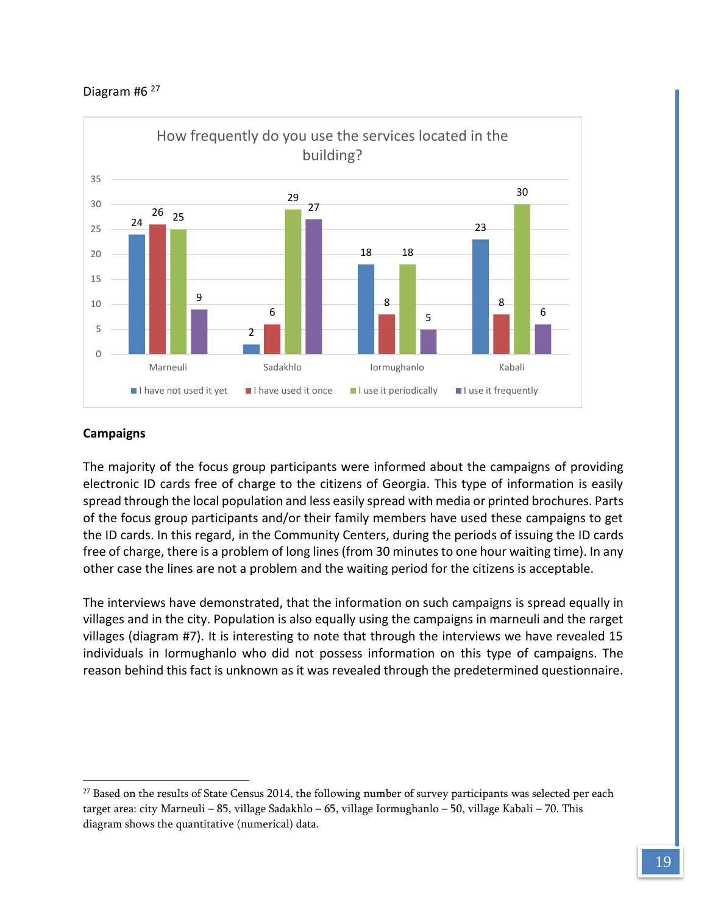Diagram #6 [27]

How frequently do you use the services located in the building?

| | I have not used it yet | I have used it once | I use it periodically | I use it frequently |
|---|---|---|---|---|
| Marneuli | 24 | 26 | 25 | 9 |
| Sadakhlo | 2 | 6 | 29 | 27 |
| Iormughanlo | 18 | 8 | 18 | 5 |
| Kabali | 23 | 8 | 30 | 6 |

**Campaigns**

The majority of the focus group participants were informed about the campaigns of providing electronic ID cards free of charge to the citizens of Georgia. This type of information is easily spread through the local population and less easily spread with media or printed brochures. Parts of the focus group participants and/or their family members have used these campaigns to get the ID cards. In this regard, in the Community Centers, during the periods of issuing the ID cards free of charge, there is a problem of long lines (from 30 minutes to one hour waiting time). In any other case the lines are not a problem and the waiting period for the citizens is acceptable.

The interviews have demonstrated, that the information on such campaigns is spread equally in villages and in the city. Population is also equally using the campaigns in marneuli and the rarget villages (diagram #7). It is interesting to note that through the interviews we have revealed 15 individuals in Iormughanlo who did not possess information on this type of campaigns. The reason behind this fact is unknown as it was revealed through the predetermined questionnaire.

---

[27] Based on the results of State Census 2014, the following number of survey participants was selected per each target area: city Marneuli – 85, village Sadakhlo – 65, village Iormughanlo – 50, village Kabali – 70. This diagram shows the quantitative (numerical) data.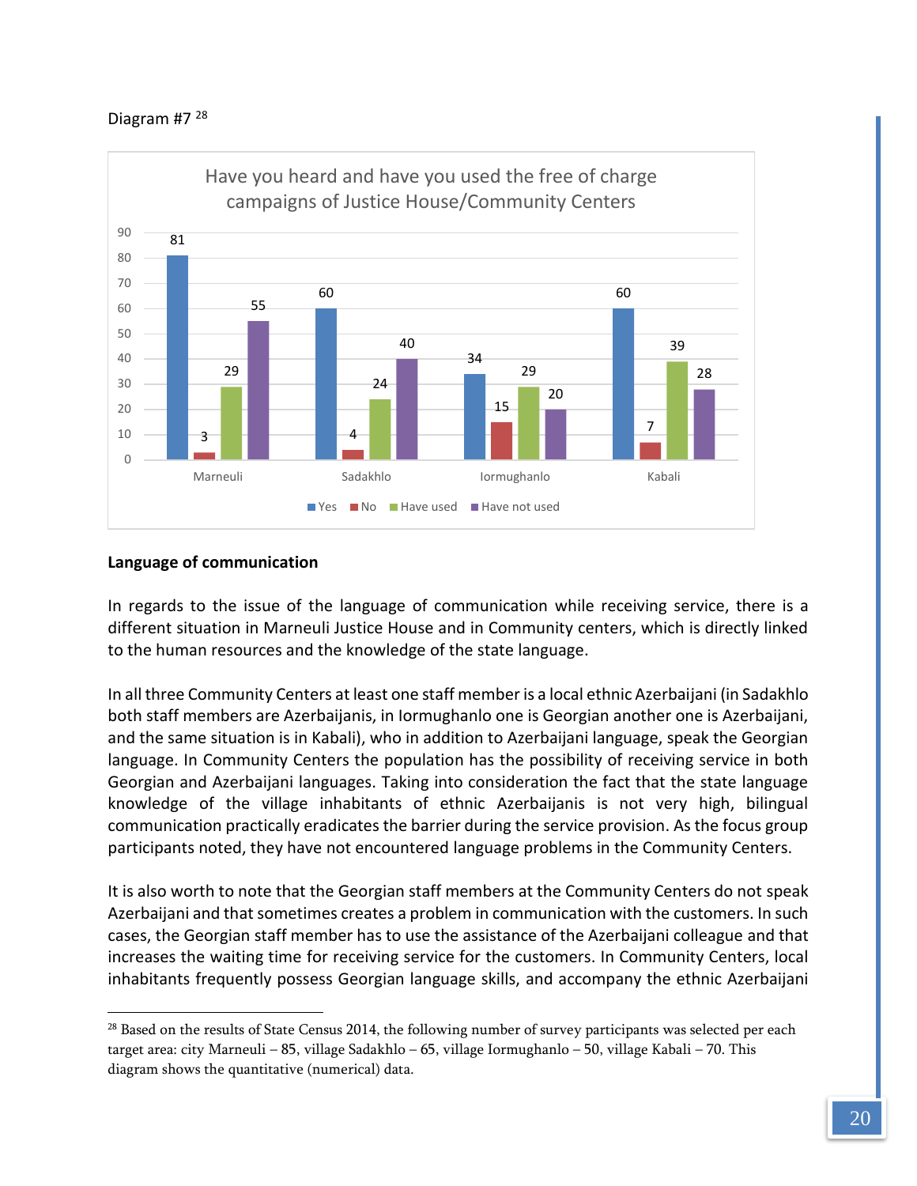Diagram #7 [28]

**Have you heard and have you used the free of charge campaigns of Justice House/Community Centers**

| | Yes | No | Have used | Have not used |
|---|---|---|---|---|
| Marneuli | 81 | 3 | 29 | 55 |
| Sadakhlo | 60 | 4 | 24 | 40 |
| Iormughanlo | 34 | 15 | 29 | 20 |
| Kabali | 60 | 7 | 39 | 28 |

### Language of communication

In regards to the issue of the language of communication while receiving service, there is a different situation in Marneuli Justice House and in Community centers, which is directly linked to the human resources and the knowledge of the state language.

In all three Community Centers at least one staff member is a local ethnic Azerbaijani (in Sadakhlo both staff members are Azerbaijanis, in Iormughanlo one is Georgian another one is Azerbaijani, and the same situation is in Kabali), who in addition to Azerbaijani language, speak the Georgian language. In Community Centers the population has the possibility of receiving service in both Georgian and Azerbaijani languages. Taking into consideration the fact that the state language knowledge of the village inhabitants of ethnic Azerbaijanis is not very high, bilingual communication practically eradicates the barrier during the service provision. As the focus group participants noted, they have not encountered language problems in the Community Centers.

It is also worth to note that the Georgian staff members at the Community Centers do not speak Azerbaijani and that sometimes creates a problem in communication with the customers. In such cases, the Georgian staff member has to use the assistance of the Azerbaijani colleague and that increases the waiting time for receiving service for the customers. In Community Centers, local inhabitants frequently possess Georgian language skills, and accompany the ethnic Azerbaijani

---

[28] Based on the results of State Census 2014, the following number of survey participants was selected per each target area: city Marneuli – 85, village Sadakhlo – 65, village Iormughanlo – 50, village Kabali – 70. This diagram shows the quantitative (numerical) data.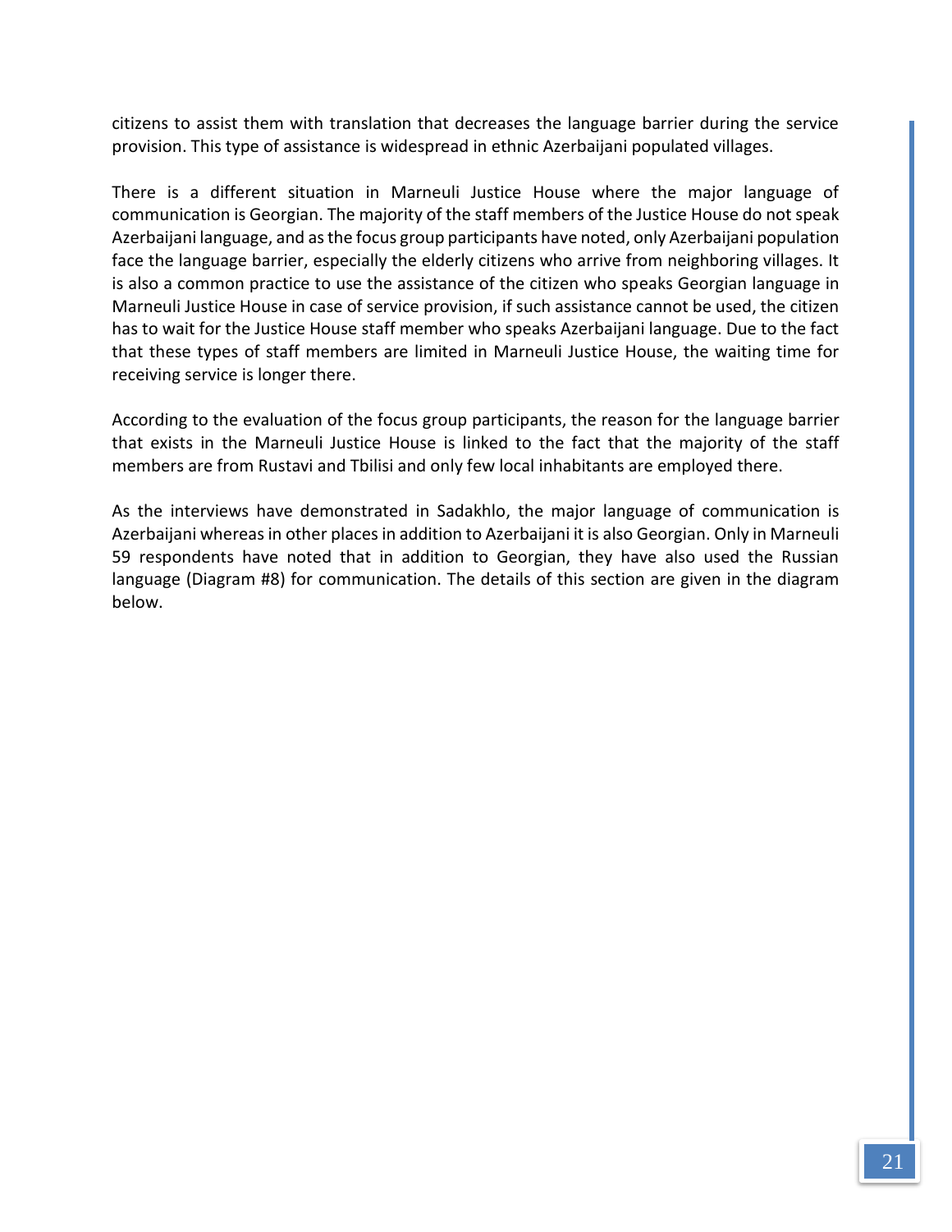citizens to assist them with translation that decreases the language barrier during the service provision. This type of assistance is widespread in ethnic Azerbaijani populated villages.

There is a different situation in Marneuli Justice House where the major language of communication is Georgian. The majority of the staff members of the Justice House do not speak Azerbaijani language, and as the focus group participants have noted, only Azerbaijani population face the language barrier, especially the elderly citizens who arrive from neighboring villages. It is also a common practice to use the assistance of the citizen who speaks Georgian language in Marneuli Justice House in case of service provision, if such assistance cannot be used, the citizen has to wait for the Justice House staff member who speaks Azerbaijani language. Due to the fact that these types of staff members are limited in Marneuli Justice House, the waiting time for receiving service is longer there.

According to the evaluation of the focus group participants, the reason for the language barrier that exists in the Marneuli Justice House is linked to the fact that the majority of the staff members are from Rustavi and Tbilisi and only few local inhabitants are employed there.

As the interviews have demonstrated in Sadakhlo, the major language of communication is Azerbaijani whereas in other places in addition to Azerbaijani it is also Georgian. Only in Marneuli 59 respondents have noted that in addition to Georgian, they have also used the Russian language (Diagram #8) for communication. The details of this section are given in the diagram below.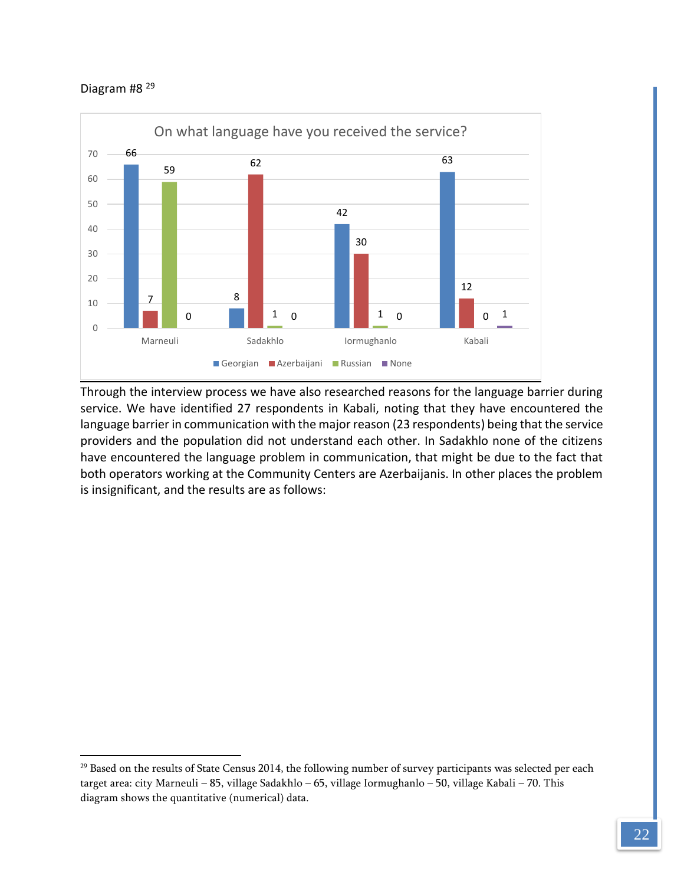Diagram #8 [29]

**On what language have you received the service?**

| | Georgian | Azerbaijani | Russian | None |
|---|---|---|---|---|
| Marneuli | 66 | 7 | 59 | 0 |
| Sadakhlo | 8 | 62 | 1 | 0 |
| Iormughanlo | 42 | 30 | 1 | 0 |
| Kabali | 63 | 12 | 0 | 1 |

Through the interview process we have also researched reasons for the language barrier during service. We have identified 27 respondents in Kabali, noting that they have encountered the language barrier in communication with the major reason (23 respondents) being that the service providers and the population did not understand each other. In Sadakhlo none of the citizens have encountered the language problem in communication, that might be due to the fact that both operators working at the Community Centers are Azerbaijanis. In other places the problem is insignificant, and the results are as follows:

---

[29] Based on the results of State Census 2014, the following number of survey participants was selected per each target area: city Marneuli – 85, village Sadakhlo – 65, village Iormughanlo – 50, village Kabali – 70. This diagram shows the quantitative (numerical) data.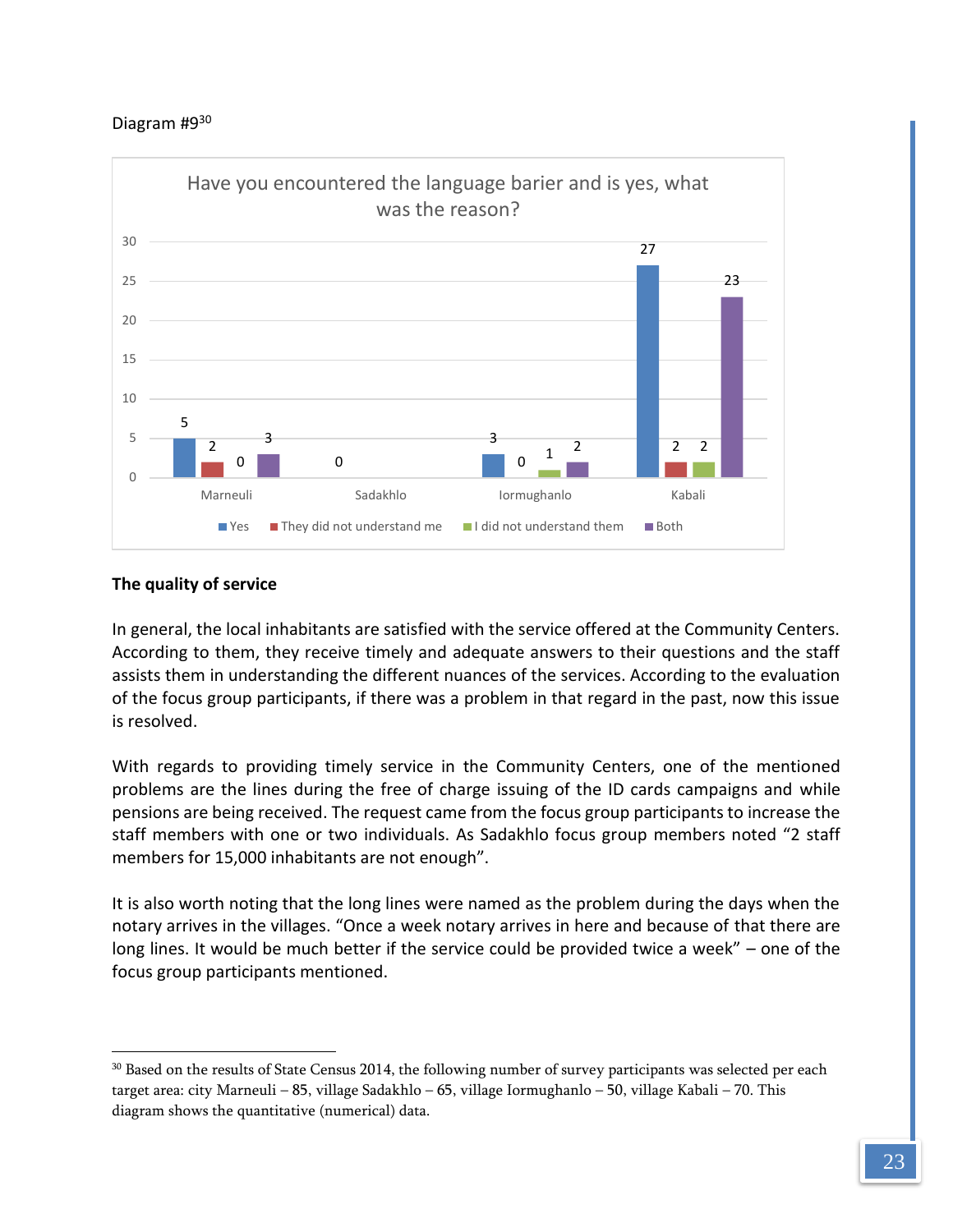Diagram #9[30]

Have you encountered the language barier and is yes, what was the reason?

| | Yes | They did not understand me | I did not understand them | Both |
|---|---|---|---|---|
| Marneuli | 5 | 2 | 0 | 3 |
| Sadakhlo | 0 | | | |
| Iormughanlo | 3 | 0 | 1 | 2 |
| Kabali | 27 | 2 | 2 | 23 |

**The quality of service**

In general, the local inhabitants are satisfied with the service offered at the Community Centers. According to them, they receive timely and adequate answers to their questions and the staff assists them in understanding the different nuances of the services. According to the evaluation of the focus group participants, if there was a problem in that regard in the past, now this issue is resolved.

With regards to providing timely service in the Community Centers, one of the mentioned problems are the lines during the free of charge issuing of the ID cards campaigns and while pensions are being received. The request came from the focus group participants to increase the staff members with one or two individuals. As Sadakhlo focus group members noted "2 staff members for 15,000 inhabitants are not enough".

It is also worth noting that the long lines were named as the problem during the days when the notary arrives in the villages. "Once a week notary arrives in here and because of that there are long lines. It would be much better if the service could be provided twice a week" – one of the focus group participants mentioned.

---

[30] Based on the results of State Census 2014, the following number of survey participants was selected per each target area: city Marneuli – 85, village Sadakhlo – 65, village Iormughanlo – 50, village Kabali – 70. This diagram shows the quantitative (numerical) data.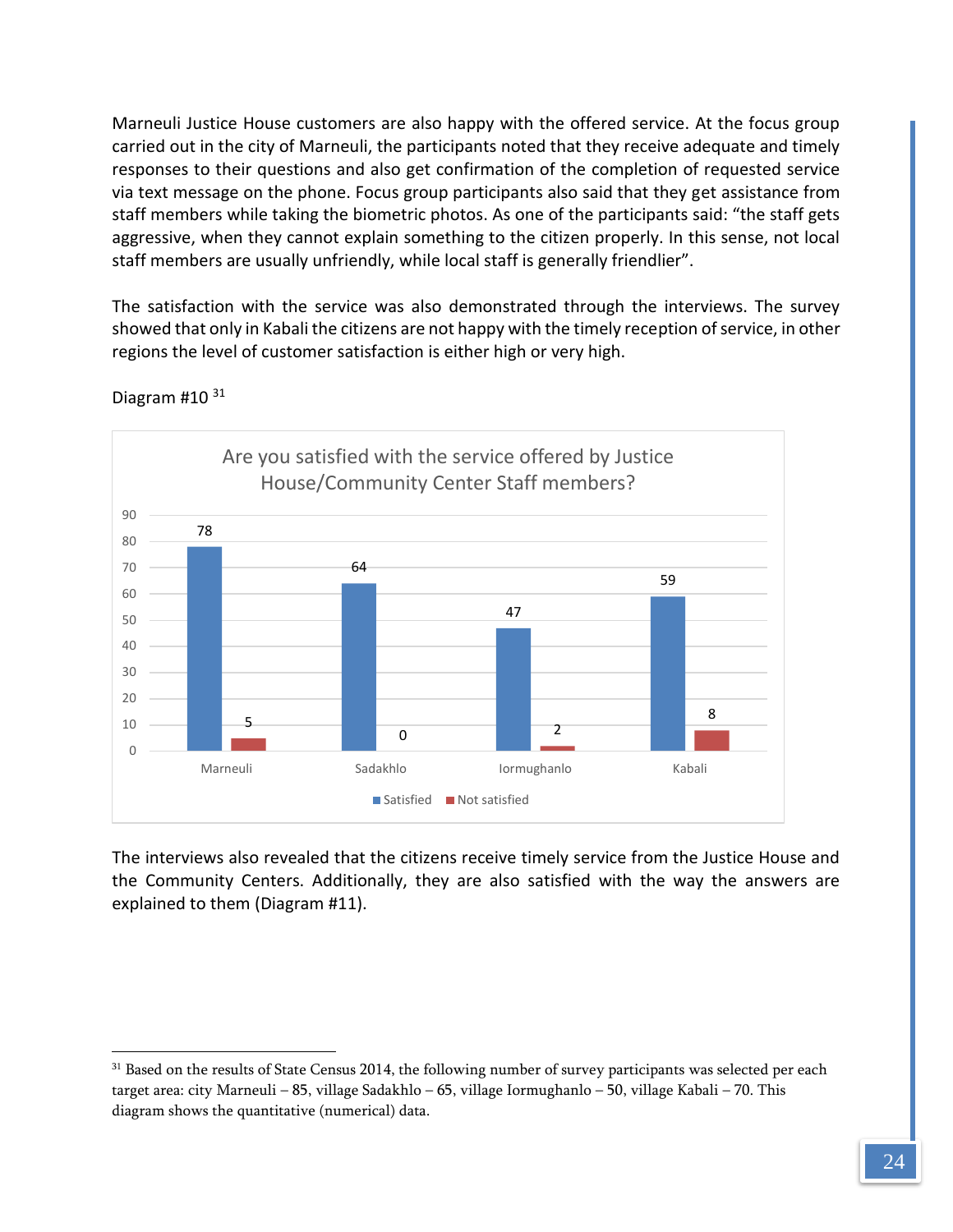Marneuli Justice House customers are also happy with the offered service. At the focus group carried out in the city of Marneuli, the participants noted that they receive adequate and timely responses to their questions and also get confirmation of the completion of requested service via text message on the phone. Focus group participants also said that they get assistance from staff members while taking the biometric photos. As one of the participants said: "the staff gets aggressive, when they cannot explain something to the citizen properly. In this sense, not local staff members are usually unfriendly, while local staff is generally friendlier".

The satisfaction with the service was also demonstrated through the interviews. The survey showed that only in Kabali the citizens are not happy with the timely reception of service, in other regions the level of customer satisfaction is either high or very high.

Diagram #10 [31]

**Are you satisfied with the service offered by Justice House/Community Center Staff members?**

| | Satisfied | Not satisfied |
|---|---|---|
| Marneuli | 78 | 5 |
| Sadakhlo | 64 | 0 |
| Iormughanlo | 47 | 2 |
| Kabali | 59 | 8 |

The interviews also revealed that the citizens receive timely service from the Justice House and the Community Centers. Additionally, they are also satisfied with the way the answers are explained to them (Diagram #11).

[31] Based on the results of State Census 2014, the following number of survey participants was selected per each target area: city Marneuli – 85, village Sadakhlo – 65, village Iormughanlo – 50, village Kabali – 70. This diagram shows the quantitative (numerical) data.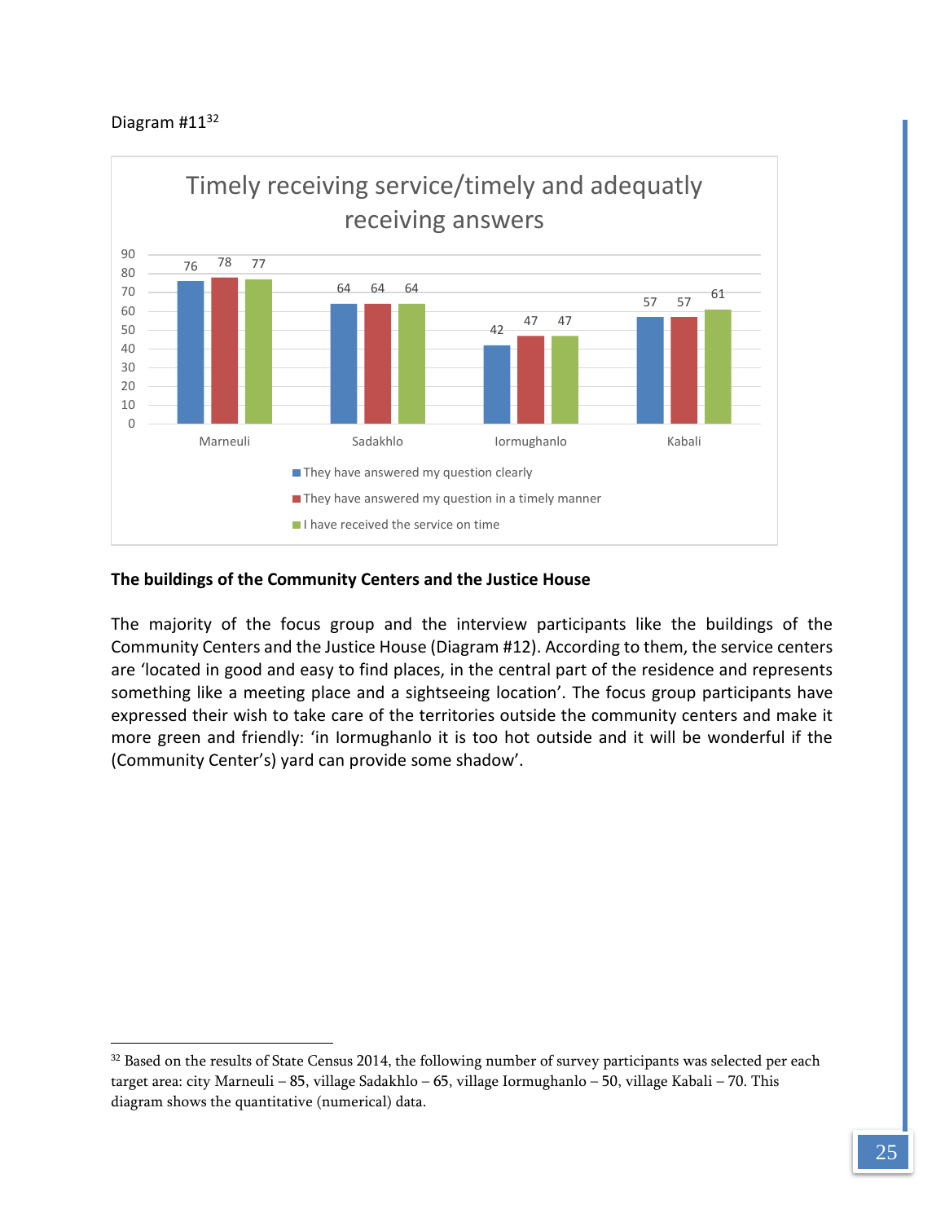Diagram #11[32]

**Timely receiving service/timely and adequatly receiving answers**

| | They have answered my question clearly | They have answered my question in a timely manner | I have received the service on time |
|---|---|---|---|
| Marneuli | 76 | 78 | 77 |
| Sadakhlo | 64 | 64 | 64 |
| Iormughanlo | 42 | 47 | 47 |
| Kabali | 57 | 57 | 61 |

**The buildings of the Community Centers and the Justice House**

The majority of the focus group and the interview participants like the buildings of the Community Centers and the Justice House (Diagram #12). According to them, the service centers are 'located in good and easy to find places, in the central part of the residence and represents something like a meeting place and a sightseeing location'. The focus group participants have expressed their wish to take care of the territories outside the community centers and make it more green and friendly: 'in Iormughanlo it is too hot outside and it will be wonderful if the (Community Center's) yard can provide some shadow'.

---

[32] Based on the results of State Census 2014, the following number of survey participants was selected per each target area: city Marneuli – 85, village Sadakhlo – 65, village Iormughanlo – 50, village Kabali – 70. This diagram shows the quantitative (numerical) data.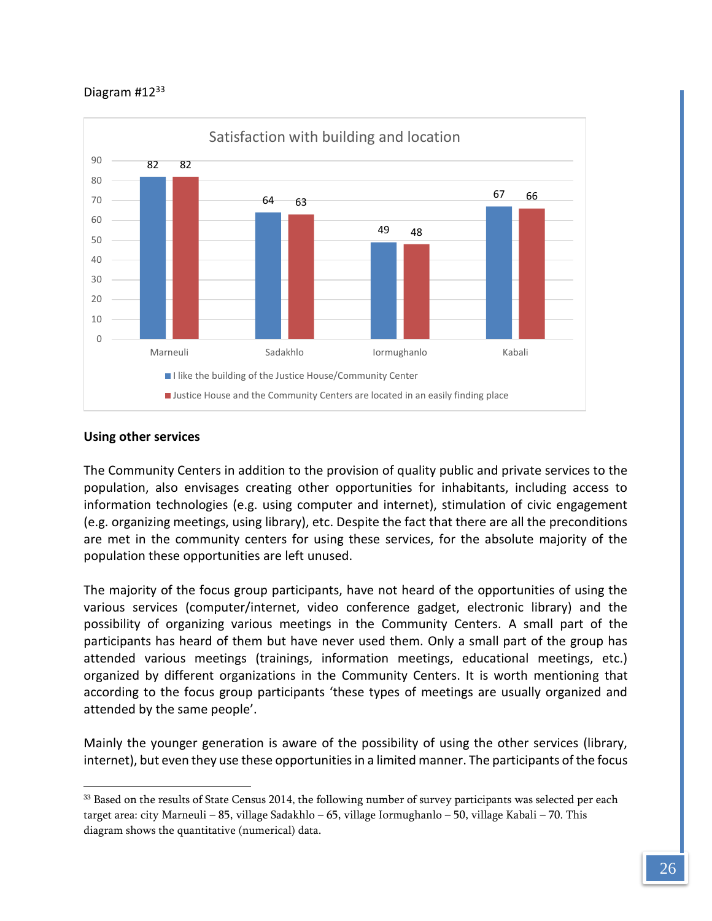Diagram #12[33]

**Satisfaction with building and location**

| | I like the building of the Justice House/Community Center | Justice House and the Community Centers are located in an easily finding place |
|---|---|---|
| Marneuli | 82 | 82 |
| Sadakhlo | 64 | 63 |
| Iormughanlo | 49 | 48 |
| Kabali | 67 | 66 |

**Using other services**

The Community Centers in addition to the provision of quality public and private services to the population, also envisages creating other opportunities for inhabitants, including access to information technologies (e.g. using computer and internet), stimulation of civic engagement (e.g. organizing meetings, using library), etc. Despite the fact that there are all the preconditions are met in the community centers for using these services, for the absolute majority of the population these opportunities are left unused.

The majority of the focus group participants, have not heard of the opportunities of using the various services (computer/internet, video conference gadget, electronic library) and the possibility of organizing various meetings in the Community Centers. A small part of the participants has heard of them but have never used them. Only a small part of the group has attended various meetings (trainings, information meetings, educational meetings, etc.) organized by different organizations in the Community Centers. It is worth mentioning that according to the focus group participants 'these types of meetings are usually organized and attended by the same people'.

Mainly the younger generation is aware of the possibility of using the other services (library, internet), but even they use these opportunities in a limited manner. The participants of the focus

[33] Based on the results of State Census 2014, the following number of survey participants was selected per each target area: city Marneuli – 85, village Sadakhlo – 65, village Iormughanlo – 50, village Kabali – 70. This diagram shows the quantitative (numerical) data.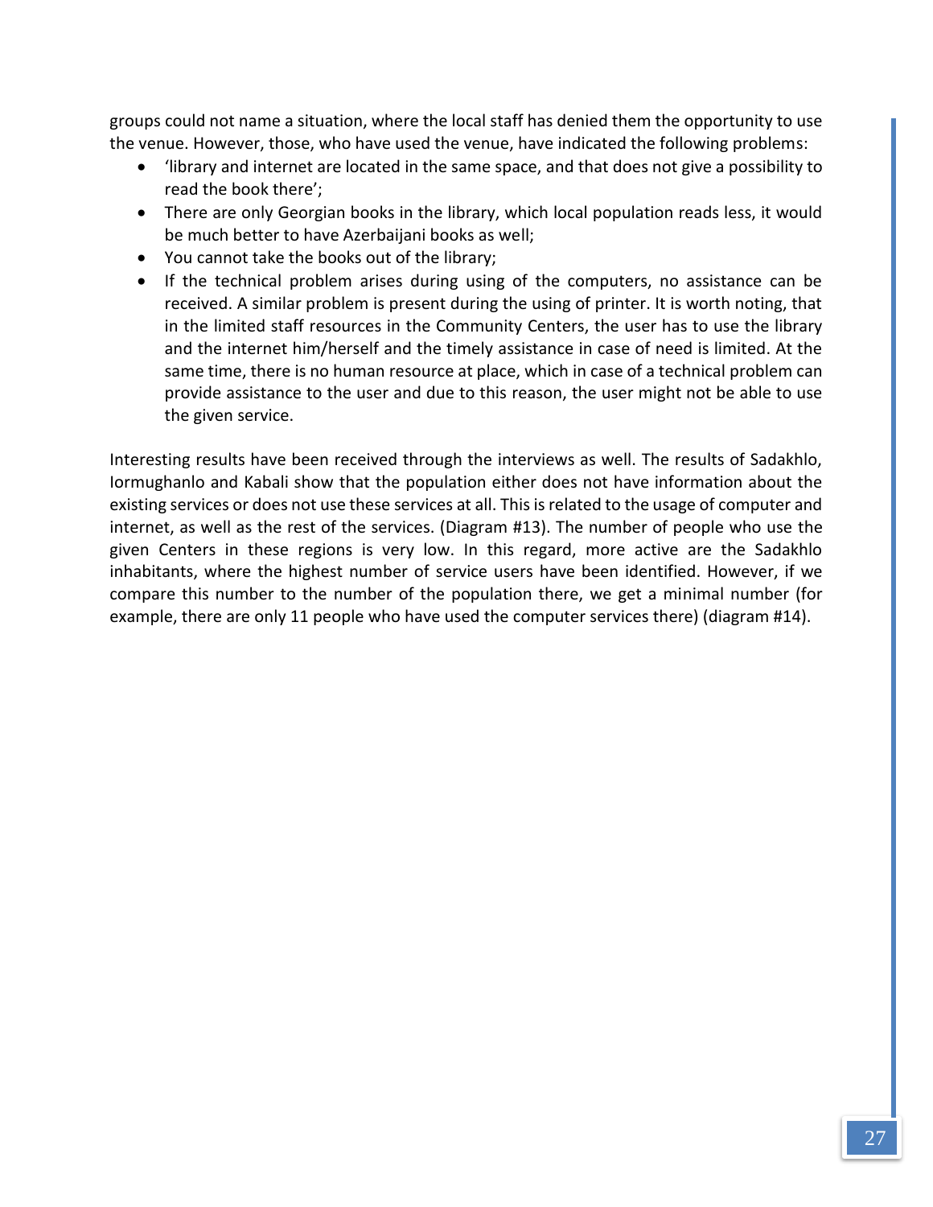groups could not name a situation, where the local staff has denied them the opportunity to use the venue. However, those, who have used the venue, have indicated the following problems:

- 'library and internet are located in the same space, and that does not give a possibility to read the book there';
- There are only Georgian books in the library, which local population reads less, it would be much better to have Azerbaijani books as well;
- You cannot take the books out of the library;
- If the technical problem arises during using of the computers, no assistance can be received. A similar problem is present during the using of printer. It is worth noting, that in the limited staff resources in the Community Centers, the user has to use the library and the internet him/herself and the timely assistance in case of need is limited. At the same time, there is no human resource at place, which in case of a technical problem can provide assistance to the user and due to this reason, the user might not be able to use the given service.

Interesting results have been received through the interviews as well. The results of Sadakhlo, Iormughanlo and Kabali show that the population either does not have information about the existing services or does not use these services at all. This is related to the usage of computer and internet, as well as the rest of the services. (Diagram #13). The number of people who use the given Centers in these regions is very low. In this regard, more active are the Sadakhlo inhabitants, where the highest number of service users have been identified. However, if we compare this number to the number of the population there, we get a minimal number (for example, there are only 11 people who have used the computer services there) (diagram #14).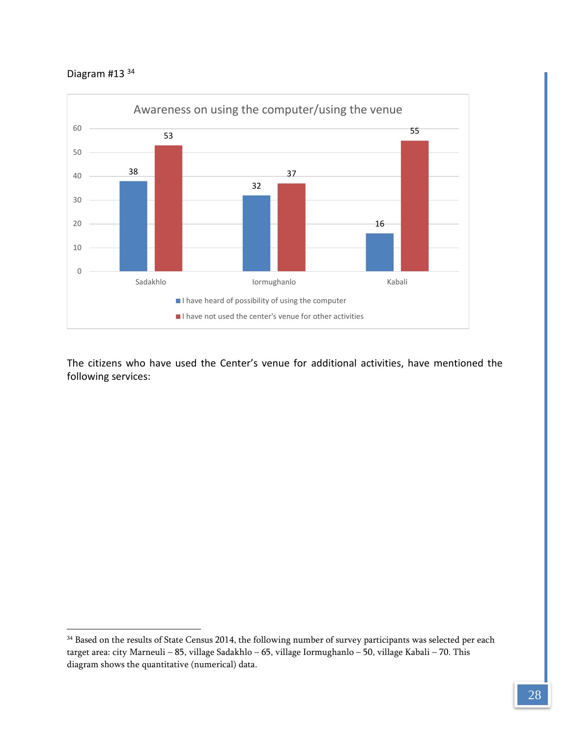Diagram #13 [34]

| | I have heard of possibility of using the computer | I have not used the center's venue for other activities |
|---|---|---|
| Sadakhlo | 38 | 53 |
| Iormughanlo | 32 | 37 |
| Kabali | 16 | 55 |

Awareness on using the computer/using the venue

The citizens who have used the Center's venue for additional activities, have mentioned the following services:

[34] Based on the results of State Census 2014, the following number of survey participants was selected per each target area: city Marneuli – 85, village Sadakhlo – 65, village Iormughanlo – 50, village Kabali – 70. This diagram shows the quantitative (numerical) data.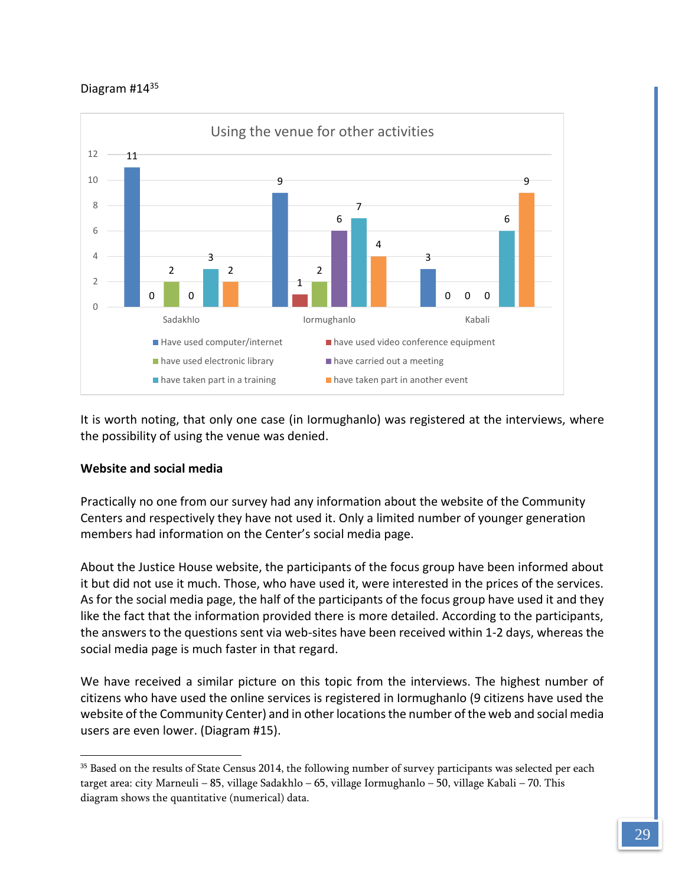Diagram #14[35]

**Using the venue for other activities**

| | Sadakhlo | Iormughanlo | Kabali |
|---|---|---|---|
| Have used computer/internet | 11 | 9 | 3 |
| have used video conference equipment | 0 | 1 | 0 |
| have used electronic library | 2 | 2 | 0 |
| have carried out a meeting | 0 | 6 | 0 |
| have taken part in a training | 3 | 7 | 6 |
| have taken part in another event | 2 | 4 | 9 |

It is worth noting, that only one case (in Iormughanlo) was registered at the interviews, where the possibility of using the venue was denied.

**Website and social media**

Practically no one from our survey had any information about the website of the Community Centers and respectively they have not used it. Only a limited number of younger generation members had information on the Center's social media page.

About the Justice House website, the participants of the focus group have been informed about it but did not use it much. Those, who have used it, were interested in the prices of the services. As for the social media page, the half of the participants of the focus group have used it and they like the fact that the information provided there is more detailed. According to the participants, the answers to the questions sent via web-sites have been received within 1-2 days, whereas the social media page is much faster in that regard.

We have received a similar picture on this topic from the interviews. The highest number of citizens who have used the online services is registered in Iormughanlo (9 citizens have used the website of the Community Center) and in other locations the number of the web and social media users are even lower. (Diagram #15).

---

[35] Based on the results of State Census 2014, the following number of survey participants was selected per each target area: city Marneuli – 85, village Sadakhlo – 65, village Iormughanlo – 50, village Kabali – 70. This diagram shows the quantitative (numerical) data.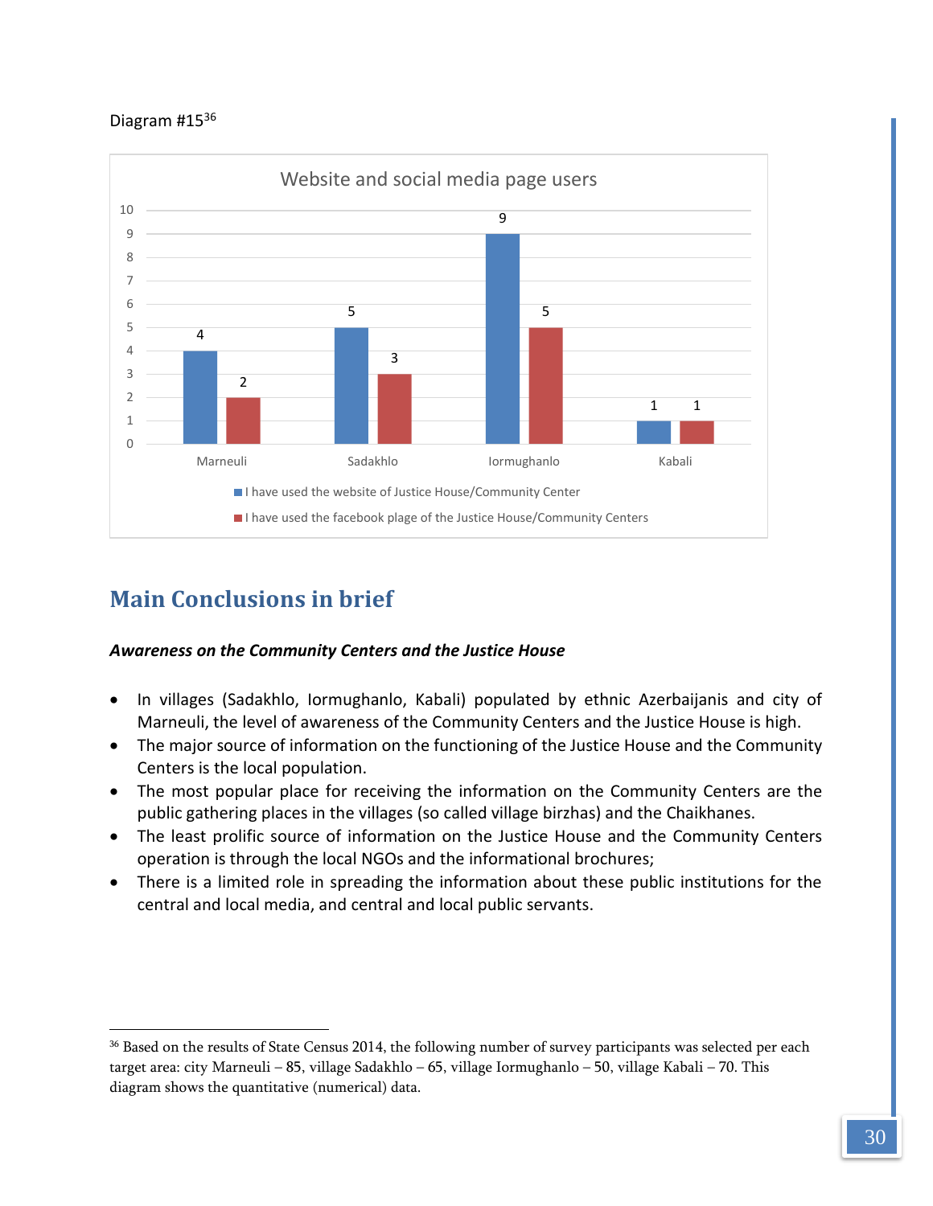Diagram #15[36]

**Website and social media page users**

| | I have used the website of Justice House/Community Center | I have used the facebook plage of the Justice House/Community Centers |
|---|---|---|
| Marneuli | 4 | 2 |
| Sadakhlo | 5 | 3 |
| Iormughanlo | 9 | 5 |
| Kabali | 1 | 1 |

## Main Conclusions in brief

***Awareness on the Community Centers and the Justice House***

- In villages (Sadakhlo, Iormughanlo, Kabali) populated by ethnic Azerbaijanis and city of Marneuli, the level of awareness of the Community Centers and the Justice House is high.
- The major source of information on the functioning of the Justice House and the Community Centers is the local population.
- The most popular place for receiving the information on the Community Centers are the public gathering places in the villages (so called village birzhas) and the Chaikhanes.
- The least prolific source of information on the Justice House and the Community Centers operation is through the local NGOs and the informational brochures;
- There is a limited role in spreading the information about these public institutions for the central and local media, and central and local public servants.

---

[36] Based on the results of State Census 2014, the following number of survey participants was selected per each target area: city Marneuli – 85, village Sadakhlo – 65, village Iormughanlo – 50, village Kabali – 70. This diagram shows the quantitative (numerical) data.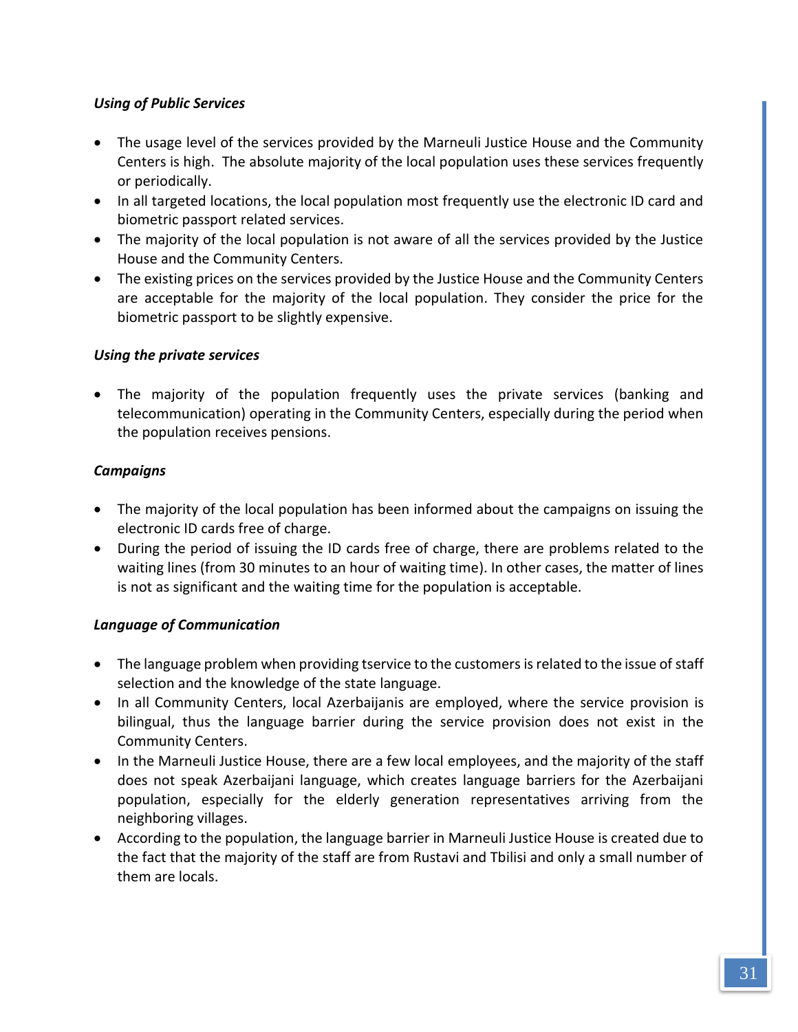***Using of Public Services***

- The usage level of the services provided by the Marneuli Justice House and the Community Centers is high. The absolute majority of the local population uses these services frequently or periodically.
- In all targeted locations, the local population most frequently use the electronic ID card and biometric passport related services.
- The majority of the local population is not aware of all the services provided by the Justice House and the Community Centers.
- The existing prices on the services provided by the Justice House and the Community Centers are acceptable for the majority of the local population. They consider the price for the biometric passport to be slightly expensive.

***Using the private services***

- The majority of the population frequently uses the private services (banking and telecommunication) operating in the Community Centers, especially during the period when the population receives pensions.

***Campaigns***

- The majority of the local population has been informed about the campaigns on issuing the electronic ID cards free of charge.
- During the period of issuing the ID cards free of charge, there are problems related to the waiting lines (from 30 minutes to an hour of waiting time). In other cases, the matter of lines is not as significant and the waiting time for the population is acceptable.

***Language of Communication***

- The language problem when providing tservice to the customers is related to the issue of staff selection and the knowledge of the state language.
- In all Community Centers, local Azerbaijanis are employed, where the service provision is bilingual, thus the language barrier during the service provision does not exist in the Community Centers.
- In the Marneuli Justice House, there are a few local employees, and the majority of the staff does not speak Azerbaijani language, which creates language barriers for the Azerbaijani population, especially for the elderly generation representatives arriving from the neighboring villages.
- According to the population, the language barrier in Marneuli Justice House is created due to the fact that the majority of the staff are from Rustavi and Tbilisi and only a small number of them are locals.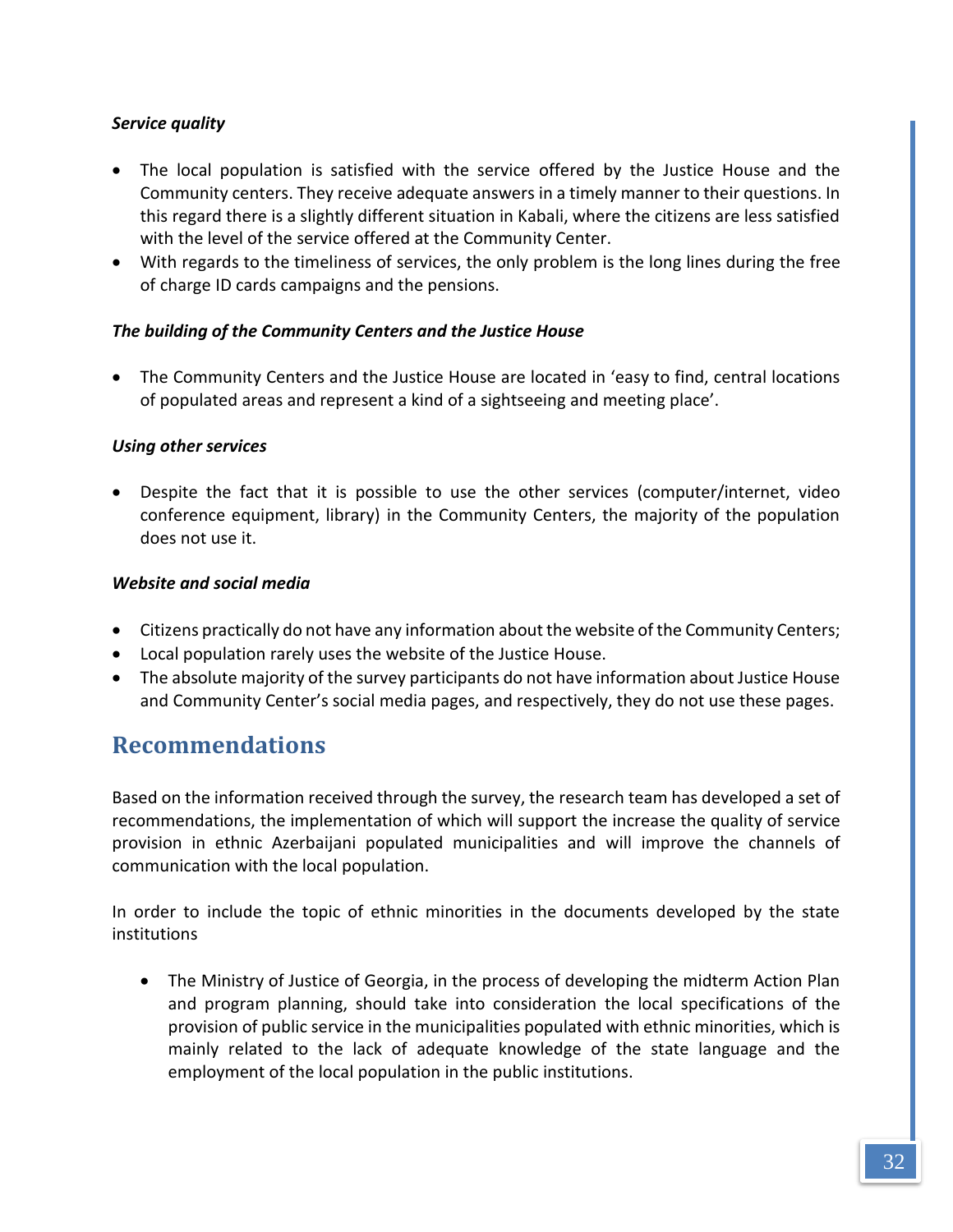***Service quality***

- The local population is satisfied with the service offered by the Justice House and the Community centers. They receive adequate answers in a timely manner to their questions. In this regard there is a slightly different situation in Kabali, where the citizens are less satisfied with the level of the service offered at the Community Center.
- With regards to the timeliness of services, the only problem is the long lines during the free of charge ID cards campaigns and the pensions.

***The building of the Community Centers and the Justice House***

- The Community Centers and the Justice House are located in 'easy to find, central locations of populated areas and represent a kind of a sightseeing and meeting place'.

***Using other services***

- Despite the fact that it is possible to use the other services (computer/internet, video conference equipment, library) in the Community Centers, the majority of the population does not use it.

***Website and social media***

- Citizens practically do not have any information about the website of the Community Centers;
- Local population rarely uses the website of the Justice House.
- The absolute majority of the survey participants do not have information about Justice House and Community Center's social media pages, and respectively, they do not use these pages.

# Recommendations

Based on the information received through the survey, the research team has developed a set of recommendations, the implementation of which will support the increase the quality of service provision in ethnic Azerbaijani populated municipalities and will improve the channels of communication with the local population.

In order to include the topic of ethnic minorities in the documents developed by the state institutions

- The Ministry of Justice of Georgia, in the process of developing the midterm Action Plan and program planning, should take into consideration the local specifications of the provision of public service in the municipalities populated with ethnic minorities, which is mainly related to the lack of adequate knowledge of the state language and the employment of the local population in the public institutions.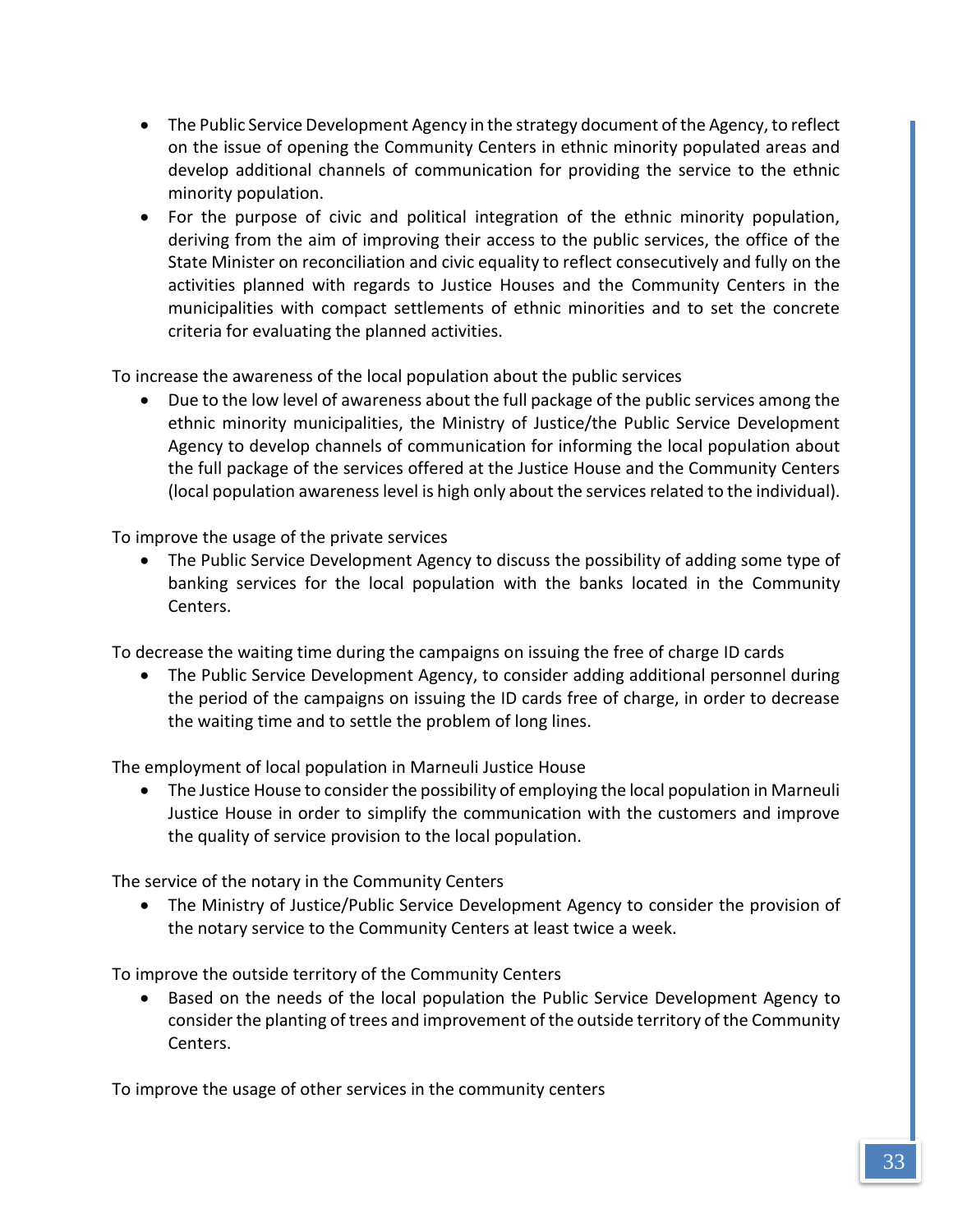- The Public Service Development Agency in the strategy document of the Agency, to reflect on the issue of opening the Community Centers in ethnic minority populated areas and develop additional channels of communication for providing the service to the ethnic minority population.
- For the purpose of civic and political integration of the ethnic minority population, deriving from the aim of improving their access to the public services, the office of the State Minister on reconciliation and civic equality to reflect consecutively and fully on the activities planned with regards to Justice Houses and the Community Centers in the municipalities with compact settlements of ethnic minorities and to set the concrete criteria for evaluating the planned activities.

To increase the awareness of the local population about the public services

- Due to the low level of awareness about the full package of the public services among the ethnic minority municipalities, the Ministry of Justice/the Public Service Development Agency to develop channels of communication for informing the local population about the full package of the services offered at the Justice House and the Community Centers (local population awareness level is high only about the services related to the individual).

To improve the usage of the private services

- The Public Service Development Agency to discuss the possibility of adding some type of banking services for the local population with the banks located in the Community Centers.

To decrease the waiting time during the campaigns on issuing the free of charge ID cards

- The Public Service Development Agency, to consider adding additional personnel during the period of the campaigns on issuing the ID cards free of charge, in order to decrease the waiting time and to settle the problem of long lines.

The employment of local population in Marneuli Justice House

- The Justice House to consider the possibility of employing the local population in Marneuli Justice House in order to simplify the communication with the customers and improve the quality of service provision to the local population.

The service of the notary in the Community Centers

- The Ministry of Justice/Public Service Development Agency to consider the provision of the notary service to the Community Centers at least twice a week.

To improve the outside territory of the Community Centers

- Based on the needs of the local population the Public Service Development Agency to consider the planting of trees and improvement of the outside territory of the Community Centers.

To improve the usage of other services in the community centers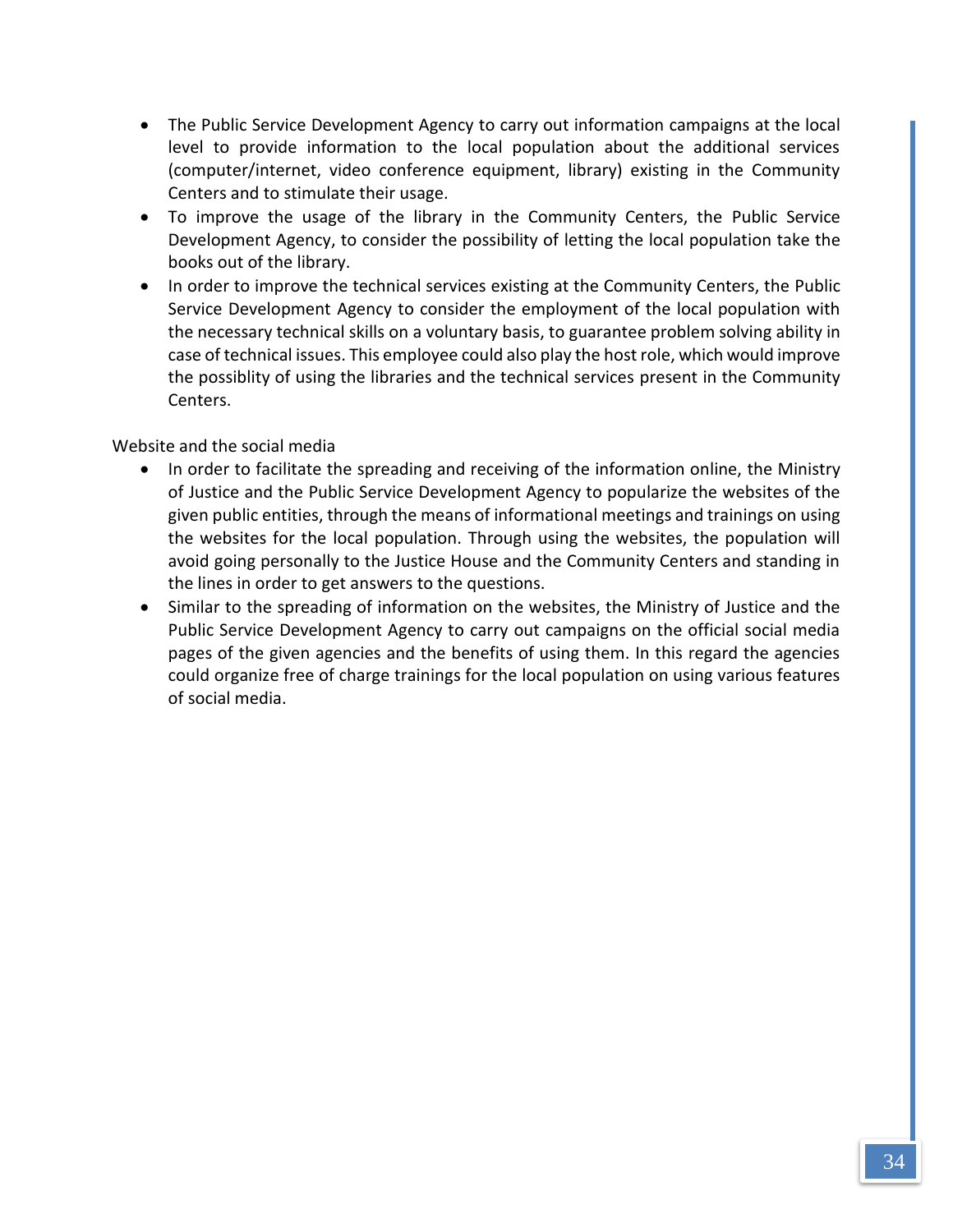- The Public Service Development Agency to carry out information campaigns at the local level to provide information to the local population about the additional services (computer/internet, video conference equipment, library) existing in the Community Centers and to stimulate their usage.
- To improve the usage of the library in the Community Centers, the Public Service Development Agency, to consider the possibility of letting the local population take the books out of the library.
- In order to improve the technical services existing at the Community Centers, the Public Service Development Agency to consider the employment of the local population with the necessary technical skills on a voluntary basis, to guarantee problem solving ability in case of technical issues. This employee could also play the host role, which would improve the possiblity of using the libraries and the technical services present in the Community Centers.

Website and the social media

- In order to facilitate the spreading and receiving of the information online, the Ministry of Justice and the Public Service Development Agency to popularize the websites of the given public entities, through the means of informational meetings and trainings on using the websites for the local population. Through using the websites, the population will avoid going personally to the Justice House and the Community Centers and standing in the lines in order to get answers to the questions.
- Similar to the spreading of information on the websites, the Ministry of Justice and the Public Service Development Agency to carry out campaigns on the official social media pages of the given agencies and the benefits of using them. In this regard the agencies could organize free of charge trainings for the local population on using various features of social media.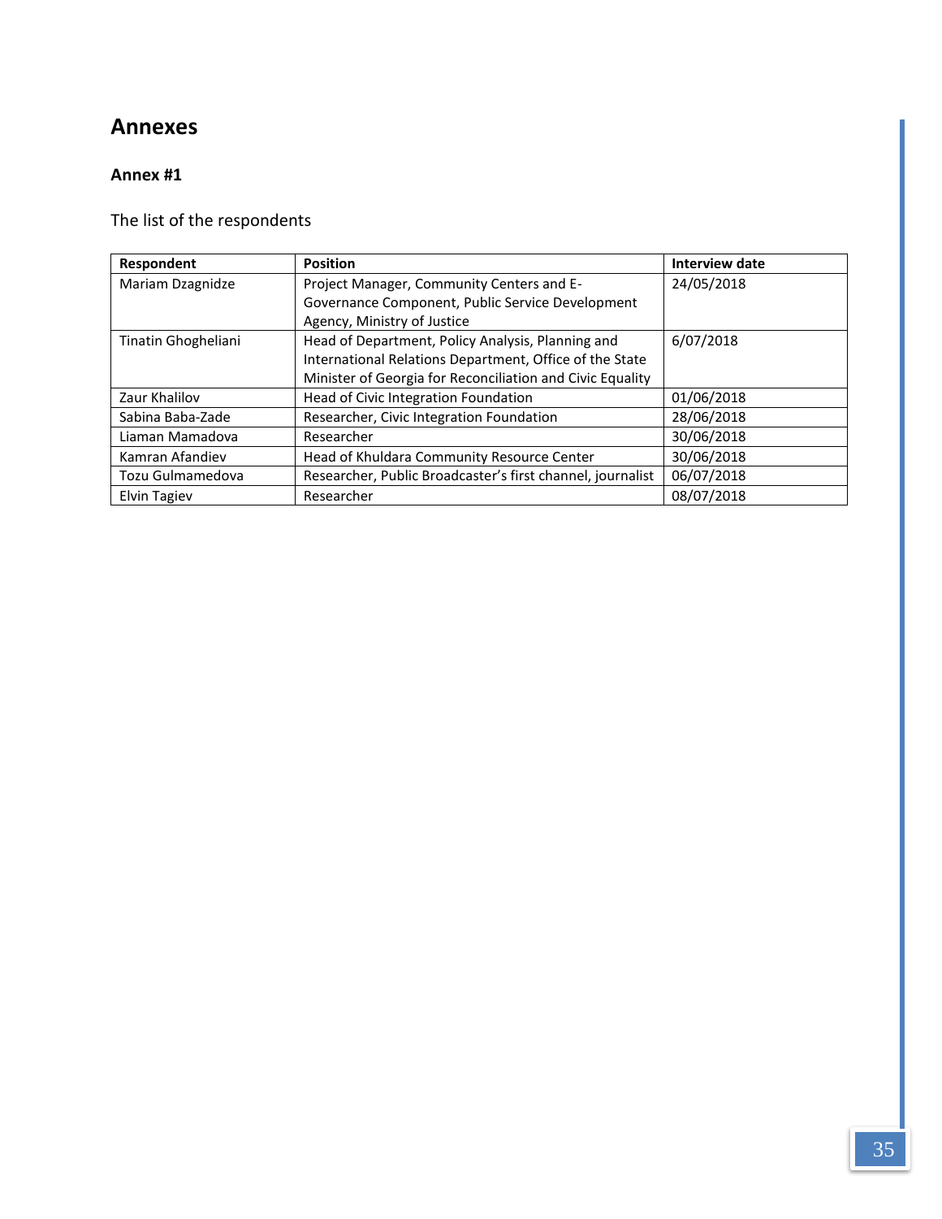# Annexes

## Annex #1

The list of the respondents

| Respondent | Position | Interview date |
|---|---|---|
| Mariam Dzagnidze | Project Manager, Community Centers and E-Governance Component, Public Service Development Agency, Ministry of Justice | 24/05/2018 |
| Tinatin Ghogheliani | Head of Department, Policy Analysis, Planning and International Relations Department, Office of the State Minister of Georgia for Reconciliation and Civic Equality | 6/07/2018 |
| Zaur Khalilov | Head of Civic Integration Foundation | 01/06/2018 |
| Sabina Baba-Zade | Researcher, Civic Integration Foundation | 28/06/2018 |
| Liaman Mamadova | Researcher | 30/06/2018 |
| Kamran Afandiev | Head of Khuldara Community Resource Center | 30/06/2018 |
| Tozu Gulmamedova | Researcher, Public Broadcaster's first channel, journalist | 06/07/2018 |
| Elvin Tagiev | Researcher | 08/07/2018 |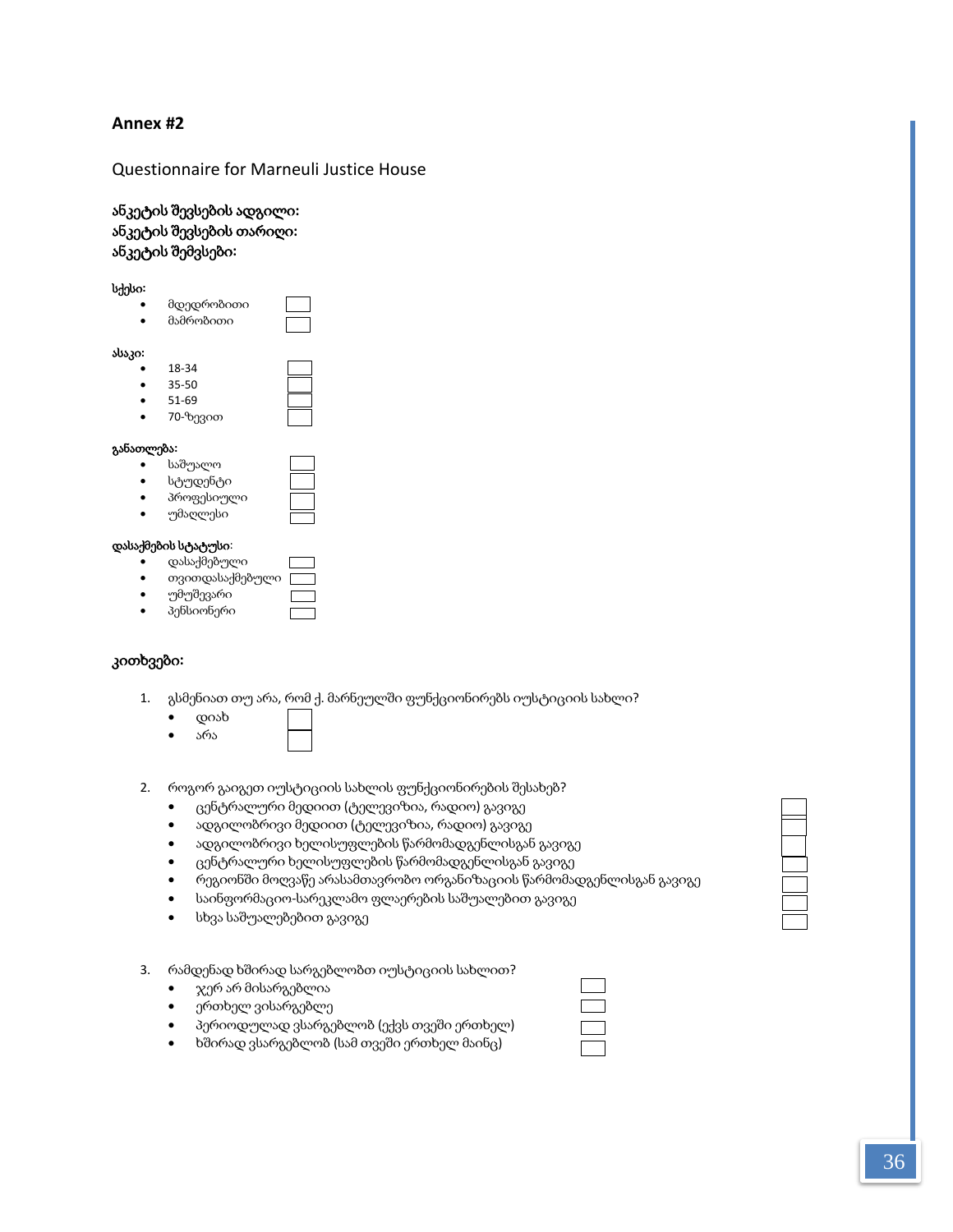## Annex #2

Questionnaire for Marneuli Justice House

**ანკეტის შევსების ადგილი:**
**ანკეტის შევსების თარიღი:**
**ანკეტის შემვსები:**

**სქესი:**

- მდედრობითი ☐
- მამრობითი ☐

**ასაკი:**

- 18-34 ☐
- 35-50 ☐
- 51-69 ☐
- 70-ზევით ☐

**განათლება:**

- საშუალო ☐
- სტუდენტი ☐
- პროფესიული ☐
- უმაღლესი ☐

**დასაქმების სტატუსი:**

- დასაქმებული ☐
- თვითდასაქმებული ☐
- უმუშევარი ☐
- პენსიონერი ☐

**კითხვები:**

1. გსმენიათ თუ არა, რომ ქ. მარნეულში ფუნქციონირებს იუსტიციის სახლი?
   - დიახ ☐
   - არა ☐

2. როგორ გაიგეთ იუსტიციის სახლის ფუნქციონირების შესახებ?
   - ცენტრალური მედიით (ტელევიზია, რადიო) გავიგე ☐
   - ადგილობრივი მედიით (ტელევიზია, რადიო) გავიგე ☐
   - ადგილობრივი ხელისუფლების წარმომადგენლისგან გავიგე ☐
   - ცენტრალური ხელისუფლების წარმომადგენლისგან გავიგე ☐
   - რეგიონში მოღვაწე არასამთავრობო ორგანიზაციის წარმომადგენლისგან გავიგე ☐
   - საინფორმაციო-სარეკლამო ფლაერების საშუალებით გავიგე ☐
   - სხვა საშუალებებით გავიგე ☐

3. რამდენად ხშირად სარგებლობთ იუსტიციის სახლით?
   - ჯერ არ მისარგებლია ☐
   - ერთხელ ვისარგებლე ☐
   - პერიოდულად ვსარგებლობ (ექვს თვეში ერთხელ) ☐
   - ხშირად ვსარგებლობ (სამ თვეში ერთხელ მაინც) ☐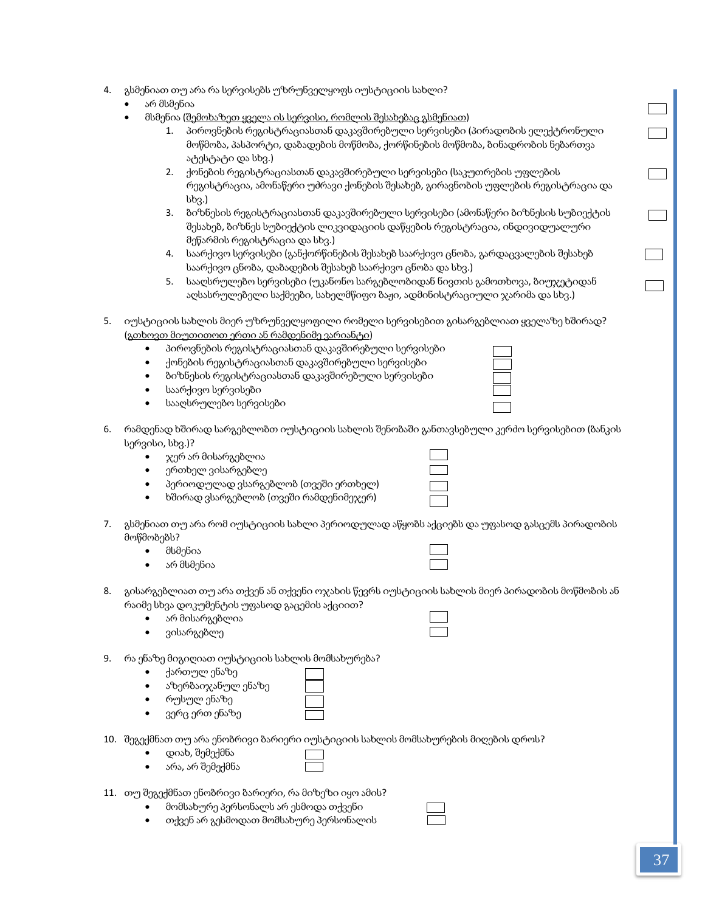4. გსმენიათ თუ არა რა სერვისებს უზრუნველყოფს იუსტიციის სახლი?
   - არ მსმენია ☐
   - მსმენია (შემოხაზეთ ყველა ის სერვისი, რომლის შესახებაც გსმენიათ)
     1. პიროვნების რეგისტრაციასთან დაკავშირებული სერვისები (პირადობის ელექტრონული მოწმობა, პასპორტი, დაბადების მოწმობა, ქორწინების მოწმობა, ბინადრობის ნებართვა ატესტატი და სხვ.) ☐
     2. ქონების რეგისტრაციასთან დაკავშირებული სერვისები (საკუთრების უფლების რეგისტრაცია, ამონაწერი უძრავი ქონების შესახებ, გირავნობის უფლების რეგისტრაცია და სხვ.) ☐
     3. ბიზნესის რეგისტრაციასთან დაკავშირებული სერვისები (ამონაწერი ბიზნესის სუბიექტის შესახებ, ბიზნეს სუბიექტის ლიკვიდაციის დაწყების რეგისტრაცია, ინდივიდუალური მეწარმის რეგისტრაცია და სხვ.) ☐
     4. საარქივო სერვისები (განქორწინების შესახებ საარქივო ცნობა, გარდაცვალების შესახებ საარქივო ცნობა, დაბადების შესახებ საარქივო ცნობა და სხვ.) ☐
     5. სააღსრულებო სერვისები (უკანონო სარგებლობიდან ნივთის გამოთხოვა, ბიუჯეტიდან აღსასრულებელი საქმეები, სახელმწიფო ბაჟი, ადმინისტრაციული ჯარიმა და სხვ.) ☐

5. იუსტიციის სახლის მიერ უზრუნველყოფილი რომელი სერვისებით გისარგებლიათ ყველაზე ხშირად? (გთხოვთ მიუთითოთ ერთი ან რამდენიმე ვარიანტი)
   - პიროვნების რეგისტრაციასთან დაკავშირებული სერვისები ☐
   - ქონების რეგისტრაციასთან დაკავშირებული სერვისები ☐
   - ბიზნესის რეგისტრაციასთან დაკავშირებული სერვისები ☐
   - საარქივო სერვისები ☐
   - სააღსრულებო სერვისები ☐

6. რამდენად ხშირად სარგებლობთ იუსტიციის სახლის შენობაში განთავსებული კერძო სერვისებით (ბანკის სერვისი, სხვ.)?
   - ჯერ არ მისარგებლია ☐
   - ერთხელ ვისარგებლე ☐
   - პერიოდულად ვსარგებლობ (თვეში ერთხელ) ☐
   - ხშირად ვსარგებლობ (თვეში რამდენიმეჯერ) ☐

7. გსმენიათ თუ არა რომ იუსტიციის სახლი პერიოდულად აწყობს აქციებს და უფასოდ გასცემს პირადობის მოწმობებს?
   - მსმენია ☐
   - არ მსმენია ☐

8. გისარგებლიათ თუ არა თქვენ ან თქვენი ოჯახის წევრს იუსტიციის სახლის მიერ პირადობის მოწმობის ან რაიმე სხვა დოკუმენტის უფასოდ გაცემის აქციით?
   - არ მისარგებლია ☐
   - ვისარგებლე ☐

9. რა ენაზე მიგიღიათ იუსტიციის სახლის მომსახურება?
   - ქართულ ენაზე ☐
   - აზერბაიჯანულ ენაზე ☐
   - რუსულ ენაზე ☐
   - ვერც ერთ ენაზე ☐

10. შეგექმნათ თუ არა ენობრივი ბარიერი იუსტიციის სახლის მომსახურების მიღების დროს?
    - დიახ, შემექმნა ☐
    - არა, არ შემექმნა ☐

11. თუ შეგექმნათ ენობრივი ბარიერი, რა მიზეზი იყო ამის?
    - მომსახურე პერსონალს არ ესმოდა თქვენი ☐
    - თქვენ არ გესმოდათ მომსახურე პერსონალის ☐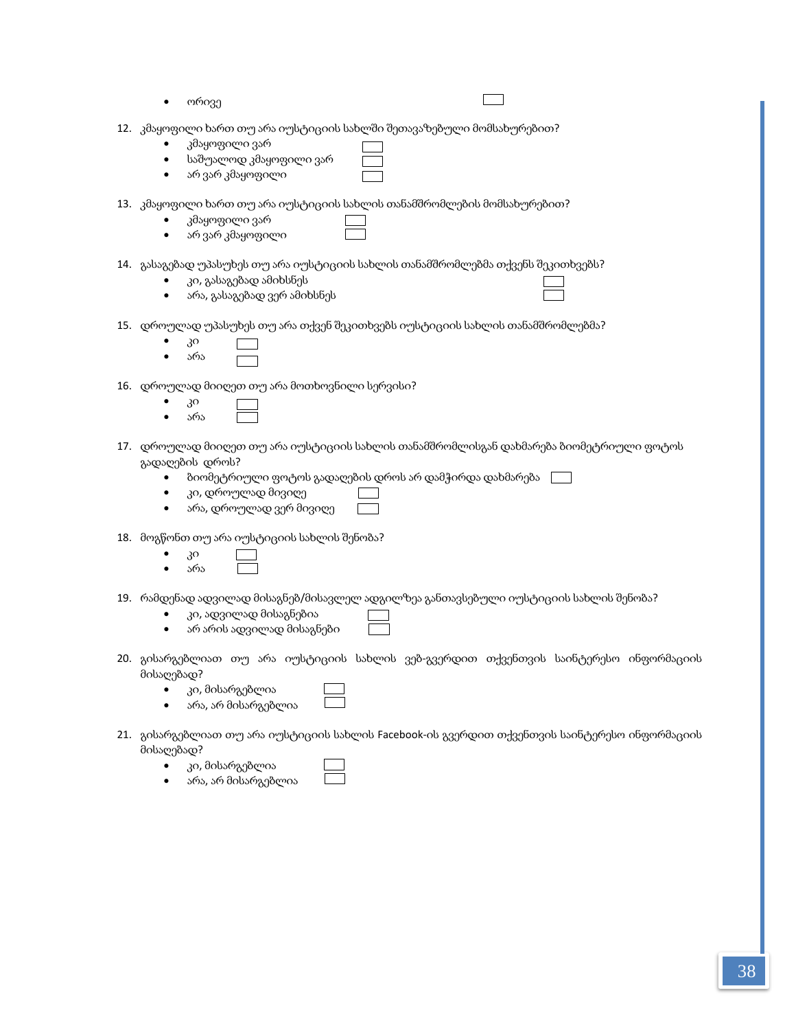- ორივე ☐

12. კმაყოფილი ხართ თუ არა იუსტიციის სახლში შეთავაზებული მომსახურებით?
    - კმაყოფილი ვარ ☐
    - საშუალოდ კმაყოფილი ვარ ☐
    - არ ვარ კმაყოფილი ☐

13. კმაყოფილი ხართ თუ არა იუსტიციის სახლის თანამშრომლების მომსახურებით?
    - კმაყოფილი ვარ ☐
    - არ ვარ კმაყოფილი ☐

14. გასაგებად უპასუხეს თუ არა იუსტიციის სახლის თანამშრომლებმა თქვენს შეკითხვებს?
    - კი, გასაგებად ამიხსნეს ☐
    - არა, გასაგებად ვერ ამიხსნეს ☐

15. დროულად უპასუხეს თუ არა თქვენ შეკითხვებს იუსტიციის სახლის თანამშრომლებმა?
    - კი ☐
    - არა ☐

16. დროულად მიიღეთ თუ არა მოთხოვნილი სერვისი?
    - კი ☐
    - არა ☐

17. დროულად მიიღეთ თუ არა იუსტიციის სახლის თანამშრომლისგან დახმარება ბიომეტრიული ფოტოს გადაღების დროს?
    - ბიომეტრიული ფოტოს გადაღების დროს არ დამჭირდა დახმარება ☐
    - კი, დროულად მივიღე ☐
    - არა, დროულად ვერ მივიღე ☐

18. მოგწონთ თუ არა იუსტიციის სახლის შენობა?
    - კი ☐
    - არა ☐

19. რამდენად ადვილად მისაგნებ/მისავლელ ადგილზეა განთავსებული იუსტიციის სახლის შენობა?
    - კი, ადვილად მისაგნებია ☐
    - არ არის ადვილად მისაგნები ☐

20. გისარგებლიათ თუ არა იუსტიციის სახლის ვებ-გვერდით თქვენთვის საინტერესო ინფორმაციის მისაღებად?
    - კი, მისარგებლია ☐
    - არა, არ მისარგებლია ☐

21. გისარგებლიათ თუ არა იუსტიციის სახლის Facebook-ის გვერდით თქვენთვის საინტერესო ინფორმაციის მისაღებად?
    - კი, მისარგებლია ☐
    - არა, არ მისარგებლია ☐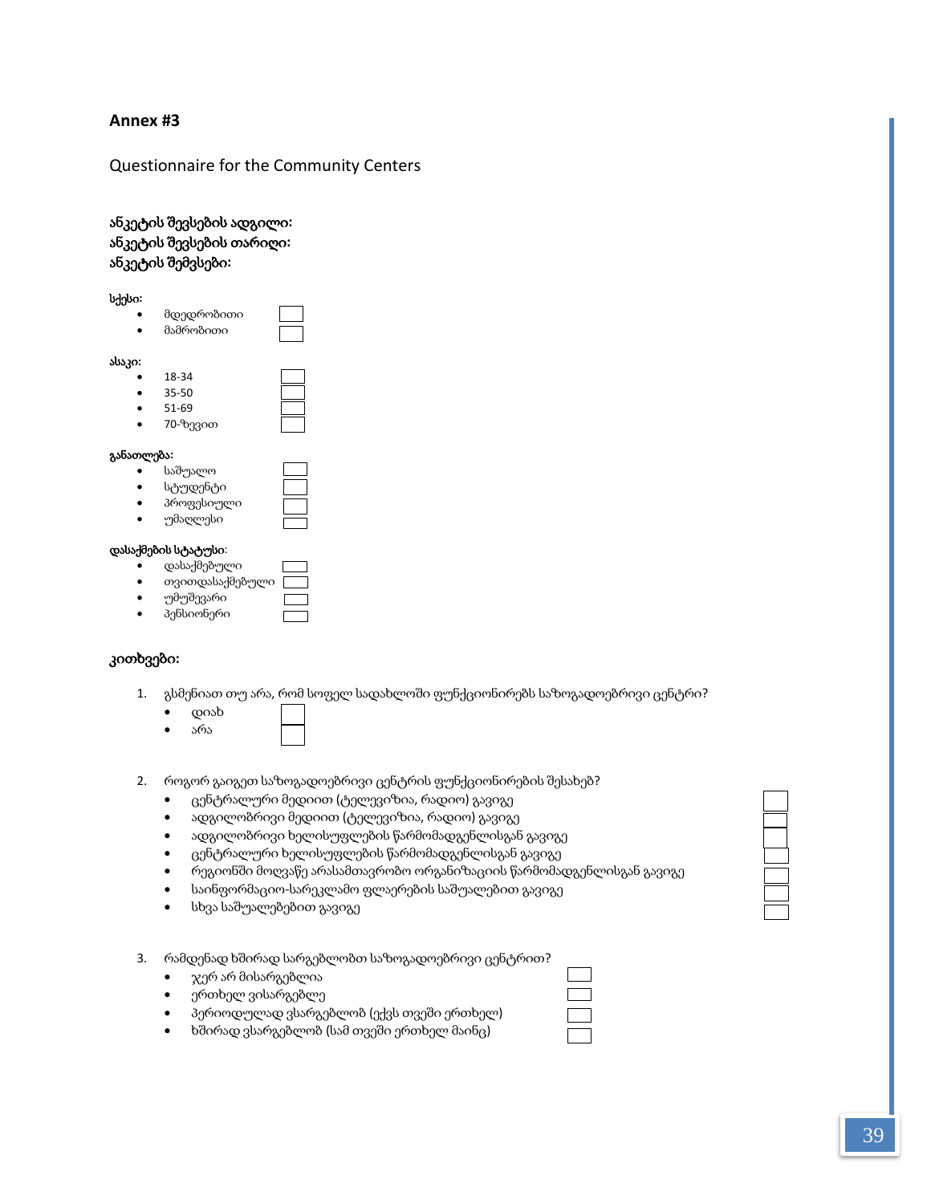## Annex #3

Questionnaire for the Community Centers

**ანკეტის შევსების ადგილი:**
**ანკეტის შევსების თარიღი:**
**ანკეტის შემვსები:**

**სქესი:**

- მდედრობითი ☐
- მამრობითი ☐

**ასაკი:**

- 18-34 ☐
- 35-50 ☐
- 51-69 ☐
- 70-ზევით ☐

**განათლება:**

- საშუალო ☐
- სტუდენტი ☐
- პროფესიული ☐
- უმაღლესი ☐

**დასაქმების სტატუსი:**

- დასაქმებული ☐
- თვითდასაქმებული ☐
- უმუშევარი ☐
- პენსიონერი ☐

**კითხვები:**

1. გსმენიათ თუ არა, რომ სოფელ სადახლოში ფუნქციონირებს საზოგადოებრივი ცენტრი?
   - დიახ ☐
   - არა ☐

2. როგორ გაიგეთ საზოგადოებრივი ცენტრის ფუნქციონირების შესახებ?
   - ცენტრალური მედიით (ტელევიზია, რადიო) გავიგე ☐
   - ადგილობრივი მედიით (ტელევიზია, რადიო) გავიგე ☐
   - ადგილობრივი ხელისუფლების წარმომადგენლისგან გავიგე ☐
   - ცენტრალური ხელისუფლების წარმომადგენლისგან გავიგე ☐
   - რეგიონში მოღვაწე არასამთავრობო ორგანიზაციის წარმომადგენლისგან გავიგე ☐
   - საინფორმაციო-სარეკლამო ფლაერების საშუალებით გავიგე ☐
   - სხვა საშუალებებით გავიგე ☐

3. რამდენად ხშირად სარგებლობთ საზოგადოებრივი ცენტრით?
   - ჯერ არ მისარგებლია ☐
   - ერთხელ ვისარგებლე ☐
   - პერიოდულად ვსარგებლობ (ექვს თვეში ერთხელ) ☐
   - ხშირად ვსარგებლობ (სამ თვეში ერთხელ მაინც) ☐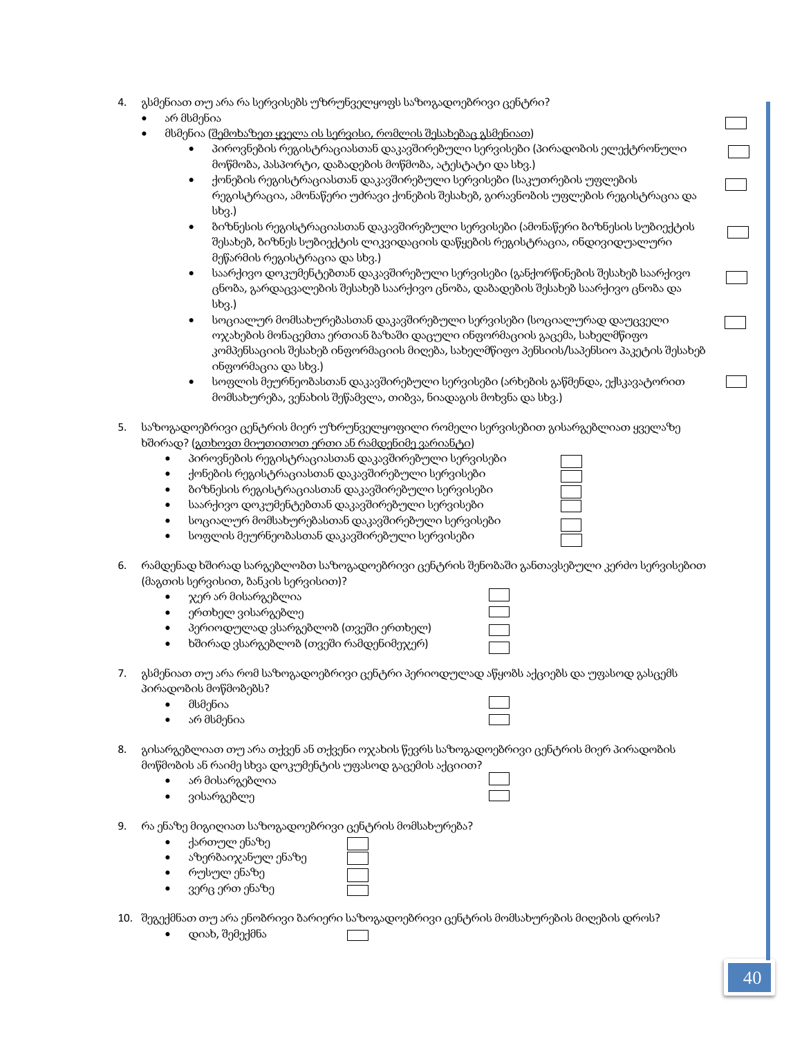4. გსმენიათ თუ არა რა სერვისებს უზრუნველყოფს საზოგადოებრივი ცენტრი?
   - არ მსმენია
   - მსმენია (შემოხაზეთ ყველა ის სერვისი, რომლის შესახებაც გსმენიათ)
     - პიროვნების რეგისტრაციასთან დაკავშირებული სერვისები (პირადობის ელექტრონული მოწმობა, პასპორტი, დაბადების მოწმობა, ატესტატი და სხვ.)
     - ქონების რეგისტრაციასთან დაკავშირებული სერვისები (საკუთრების უფლების რეგისტრაცია, ამონაწერი უძრავი ქონების შესახებ, გირავნობის უფლების რეგისტრაცია და სხვ.)
     - ბიზნესის რეგისტრაციასთან დაკავშირებული სერვისები (ამონაწერი ბიზნესის სუბიექტის შესახებ, ბიზნეს სუბიექტის ლიკვიდაციის დაწყების რეგისტრაცია, ინდივიდუალური მეწარმის რეგისტრაცია და სხვ.)
     - საარქივო დოკუმენტებთან დაკავშირებული სერვისები (განქორწინების შესახებ საარქივო ცნობა, გარდაცვალების შესახებ საარქივო ცნობა, დაბადების შესახებ საარქივო ცნობა და სხვ.)
     - სოციალურ მომსახურებასთან დაკავშირებული სერვისები (სოციალურად დაუცველი ოჯახების მონაცემთა ერთიან ბაზაში დაცული ინფორმაციის გაცემა, სახელმწიფო კომპენსაციის შესახებ ინფორმაციის მიღება, სახელმწიფო პენსიის/საპენსიო პაკეტის შესახებ ინფორმაცია და სხვ.)
     - სოფლის მეურნეობასთან დაკავშირებული სერვისები (არხების გაწმენდა, ექსკავატორით მომსახურება, ვენახის შეწამვლა, თიბვა, ნიადაგის მოხვნა და სხვ.)

5. საზოგადოებრივი ცენტრის მიერ უზრუნველყოფილი რომელი სერვისებით გისარგებლიათ ყველაზე ხშირად? (გთხოვთ მიუთითოთ ერთი ან რამდენიმე ვარიანტი)
   - პიროვნების რეგისტრაციასთან დაკავშირებული სერვისები
   - ქონების რეგისტრაციასთან დაკავშირებული სერვისები
   - ბიზნესის რეგისტრაციასთან დაკავშირებული სერვისები
   - საარქივო დოკუმენტებთან დაკავშირებული სერვისები
   - სოციალურ მომსახურებასთან დაკავშირებული სერვისები
   - სოფლის მეურნეობასთან დაკავშირებული სერვისები

6. რამდენად ხშირად სარგებლობთ საზოგადოებრივი ცენტრის შენობაში განთავსებული კერძო სერვისებით (მაგთის სერვისით, ბანკის სერვისით)?
   - ჯერ არ მისარგებლია
   - ერთხელ ვისარგებლე
   - პერიოდულად ვსარგებლობ (თვეში ერთხელ)
   - ხშირად ვსარგებლობ (თვეში რამდენიმეჯერ)

7. გსმენიათ თუ არა რომ საზოგადოებრივი ცენტრი პერიოდულად აწყობს აქციებს და უფასოდ გასცემს პირადობის მოწმობებს?
   - მსმენია
   - არ მსმენია

8. გისარგებლიათ თუ არა თქვენ ან თქვენი ოჯახის წევრს საზოგადოებრივი ცენტრის მიერ პირადობის მოწმობის ან რაიმე სხვა დოკუმენტის უფასოდ გაცემის აქციით?
   - არ მისარგებლია
   - ვისარგებლე

9. რა ენაზე მიგიღიათ საზოგადოებრივი ცენტრის მომსახურება?
   - ქართულ ენაზე
   - აზერბაიჯანულ ენაზე
   - რუსულ ენაზე
   - ვერც ერთ ენაზე

10. შეგექმნათ თუ არა ენობრივი ბარიერი საზოგადოებრივი ცენტრის მომსახურების მიღების დროს?
    - დიახ, შემექმნა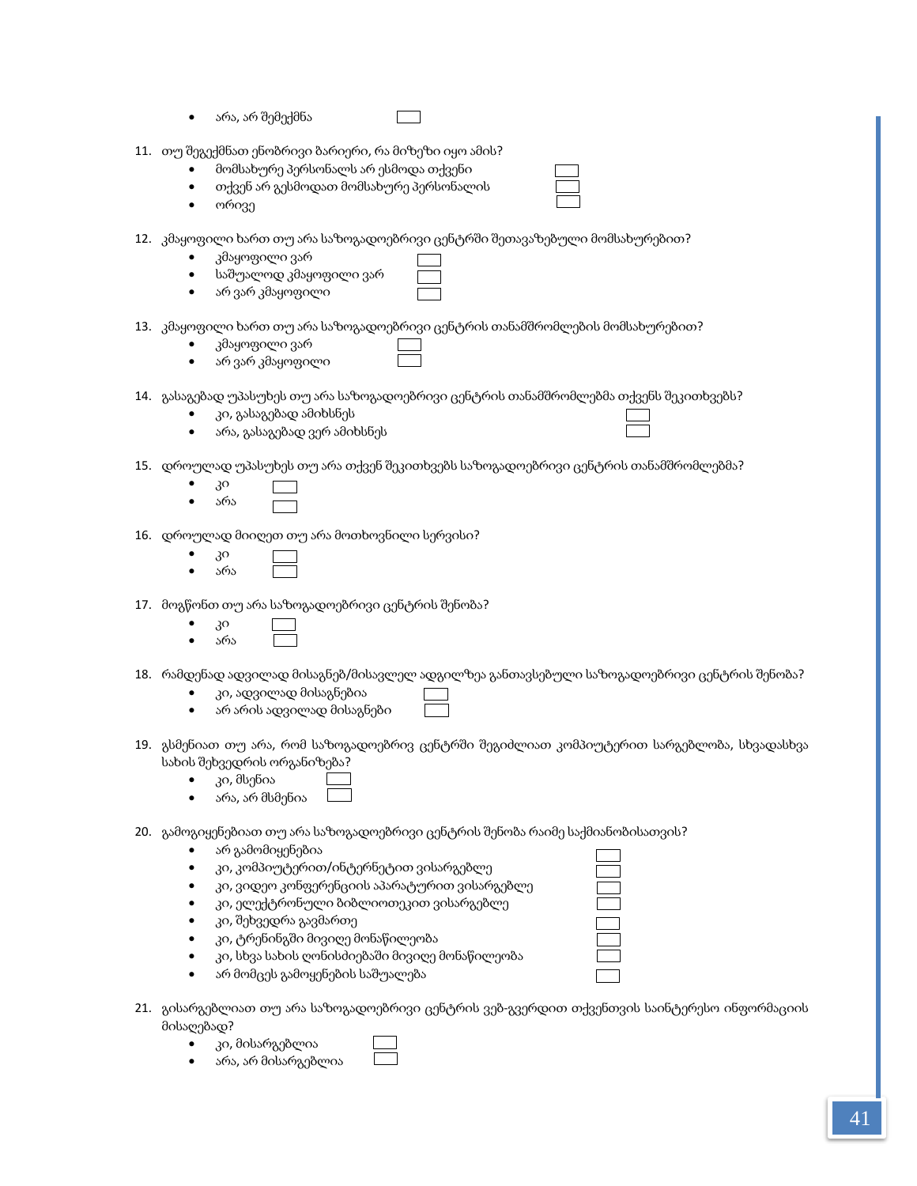- არა, არ შემექმნა ☐

11. თუ შეგექმნათ ენობრივი ბარიერი, რა მიზეზი იყო ამის?
    - მომსახურე პერსონალს არ ესმოდა თქვენი ☐
    - თქვენ არ გესმოდათ მომსახურე პერსონალის ☐
    - ორივე ☐

12. კმაყოფილი ხართ თუ არა საზოგადოებრივი ცენტრში შეთავაზებული მომსახურებით?
    - კმაყოფილი ვარ ☐
    - საშუალოდ კმაყოფილი ვარ ☐
    - არ ვარ კმაყოფილი ☐

13. კმაყოფილი ხართ თუ არა საზოგადოებრივი ცენტრის თანამშრომლების მომსახურებით?
    - კმაყოფილი ვარ ☐
    - არ ვარ კმაყოფილი ☐

14. გასაგებად უპასუხეს თუ არა საზოგადოებრივი ცენტრის თანამშრომლებმა თქვენს შეკითხვებს?
    - კი, გასაგებად ამიხსნეს ☐
    - არა, გასაგებად ვერ ამიხსნეს ☐

15. დროულად უპასუხეს თუ არა თქვენ შეკითხვებს საზოგადოებრივი ცენტრის თანამშრომლებმა?
    - კი ☐
    - არა ☐

16. დროულად მიიღეთ თუ არა მოთხოვნილი სერვისი?
    - კი ☐
    - არა ☐

17. მოგწონთ თუ არა საზოგადოებრივი ცენტრის შენობა?
    - კი ☐
    - არა ☐

18. რამდენად ადვილად მისაგნებ/მისავლელ ადგილზეა განთავსებული საზოგადოებრივი ცენტრის შენობა?
    - კი, ადვილად მისაგნებია ☐
    - არ არის ადვილად მისაგნები ☐

19. გსმენიათ თუ არა, რომ საზოგადოებრივ ცენტრში შეგიძლიათ კომპიუტერით სარგებლობა, სხვადასხვა სახის შეხვედრის ორგანიზება?
    - კი, მსენია ☐
    - არა, არ მსმენია ☐

20. გამოგიყენებიათ თუ არა საზოგადოებრივი ცენტრის შენობა რაიმე საქმიანობისათვის?
    - არ გამომიყენებია ☐
    - კი, კომპიუტერით/ინტერნეტით ვისარგებლე ☐
    - კი, ვიდეო კონფერენციის აპარატურით ვისარგებლე ☐
    - კი, ელექტრონული ბიბლიოთეკით ვისარგებლე ☐
    - კი, შეხვედრა გავმართე ☐
    - კი, ტრენინგში მივიღე მონაწილეობა ☐
    - კი, სხვა სახის ღონისძიებაში მივიღე მონაწილეობა ☐
    - არ მომცეს გამოყენების საშუალება ☐

21. გისარგებლიათ თუ არა საზოგადოებრივი ცენტრის ვებ-გვერდით თქვენთვის საინტერესო ინფორმაციის მისაღებად?
    - კი, მისარგებლია ☐
    - არა, არ მისარგებლია ☐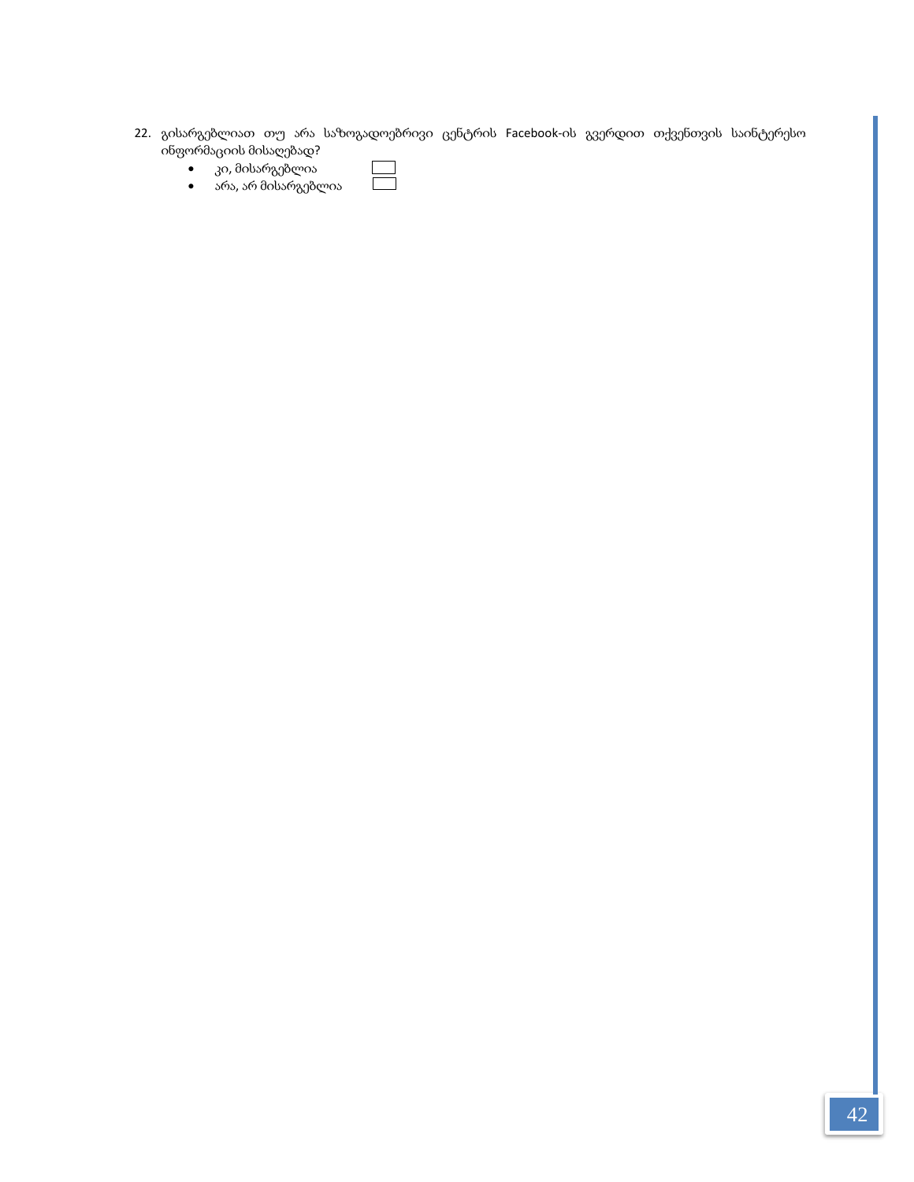22. გისარგებლიათ თუ არა საზოგადოებრივი ცენტრის Facebook-ის გვერდით თქვენთვის საინტერესო ინფორმაციის მისაღებად?
    - კი, მისარგებლია ☐
    - არა, არ მისარგებლია ☐